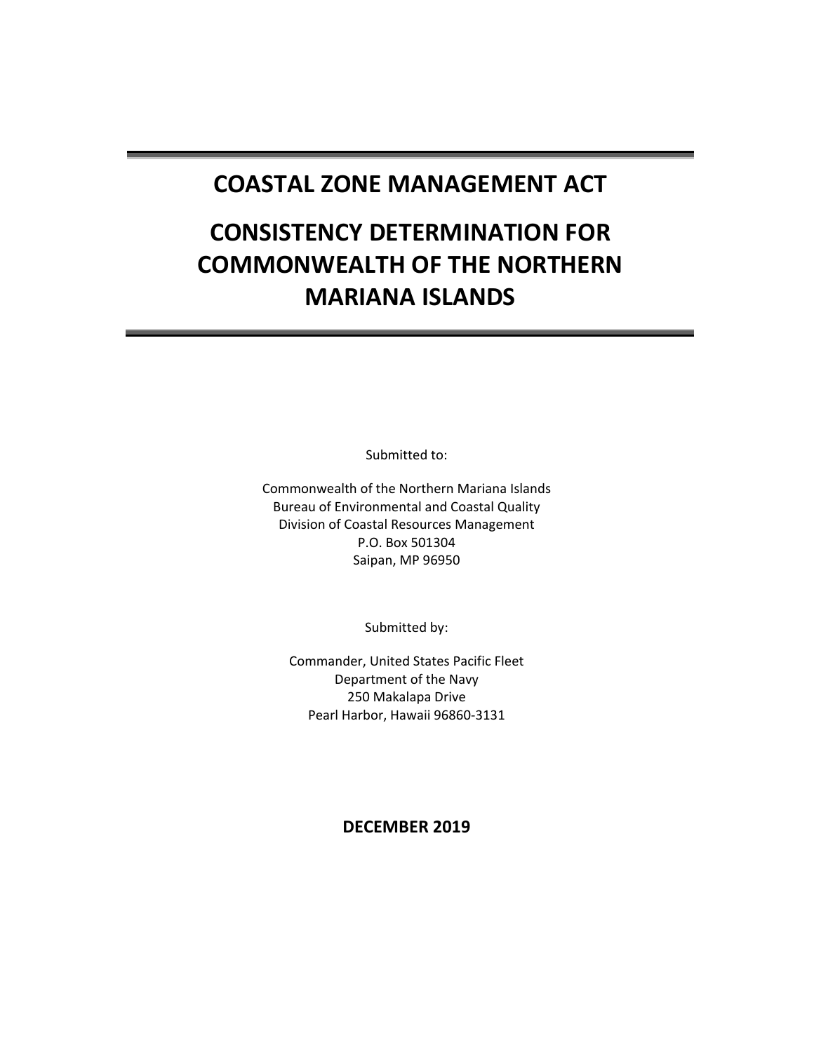# COASTAL ZONE MANAGEMENT ACT

# CONSISTENCY DETERMINATION FOR COMMONWEALTH OF THE NORTHERN MARIANA ISLANDS

Submitted to:

Commonwealth of the Northern Mariana Islands
Bureau of Environmental and Coastal Quality
Division of Coastal Resources Management
P.O. Box 501304
Saipan, MP 96950

Submitted by:

Commander, United States Pacific Fleet
Department of the Navy
250 Makalapa Drive
Pearl Harbor, Hawaii 96860-3131

**DECEMBER 2019**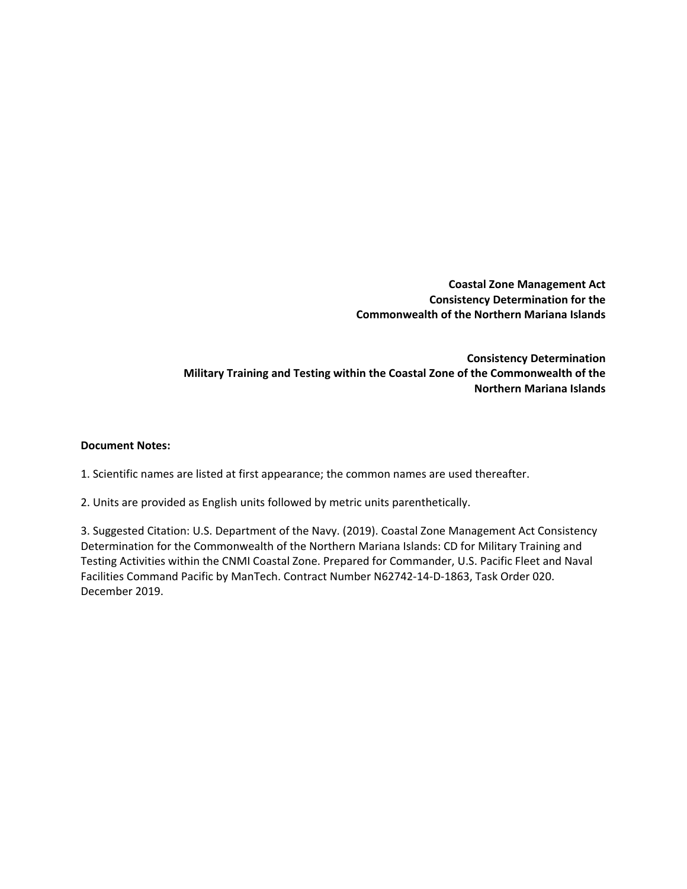**Coastal Zone Management Act**
**Consistency Determination for the**
**Commonwealth of the Northern Mariana Islands**

**Consistency Determination**
**Military Training and Testing within the Coastal Zone of the Commonwealth of the Northern Mariana Islands**

**Document Notes:**

1. Scientific names are listed at first appearance; the common names are used thereafter.

2. Units are provided as English units followed by metric units parenthetically.

3. Suggested Citation: U.S. Department of the Navy. (2019). Coastal Zone Management Act Consistency Determination for the Commonwealth of the Northern Mariana Islands: CD for Military Training and Testing Activities within the CNMI Coastal Zone. Prepared for Commander, U.S. Pacific Fleet and Naval Facilities Command Pacific by ManTech. Contract Number N62742-14-D-1863, Task Order 020. December 2019.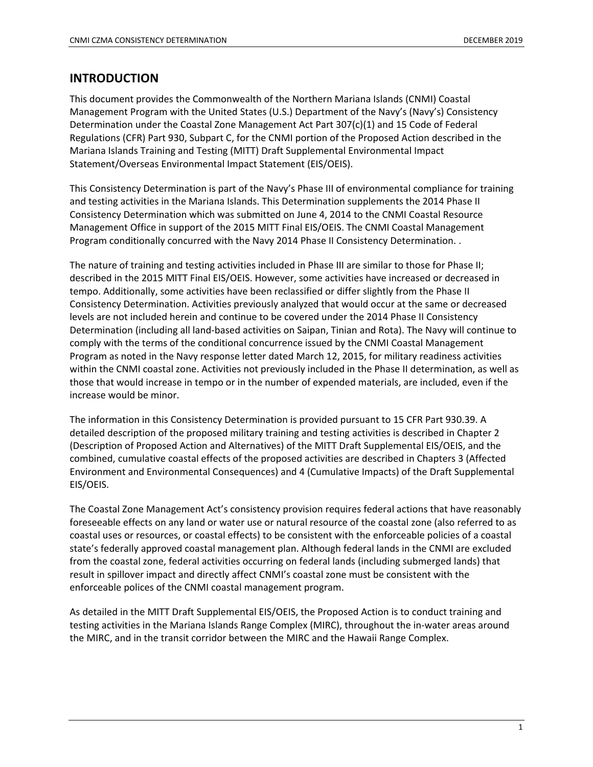## INTRODUCTION

This document provides the Commonwealth of the Northern Mariana Islands (CNMI) Coastal Management Program with the United States (U.S.) Department of the Navy's (Navy's) Consistency Determination under the Coastal Zone Management Act Part 307(c)(1) and 15 Code of Federal Regulations (CFR) Part 930, Subpart C, for the CNMI portion of the Proposed Action described in the Mariana Islands Training and Testing (MITT) Draft Supplemental Environmental Impact Statement/Overseas Environmental Impact Statement (EIS/OEIS).

This Consistency Determination is part of the Navy's Phase III of environmental compliance for training and testing activities in the Mariana Islands. This Determination supplements the 2014 Phase II Consistency Determination which was submitted on June 4, 2014 to the CNMI Coastal Resource Management Office in support of the 2015 MITT Final EIS/OEIS. The CNMI Coastal Management Program conditionally concurred with the Navy 2014 Phase II Consistency Determination. .

The nature of training and testing activities included in Phase III are similar to those for Phase II; described in the 2015 MITT Final EIS/OEIS. However, some activities have increased or decreased in tempo. Additionally, some activities have been reclassified or differ slightly from the Phase II Consistency Determination. Activities previously analyzed that would occur at the same or decreased levels are not included herein and continue to be covered under the 2014 Phase II Consistency Determination (including all land-based activities on Saipan, Tinian and Rota). The Navy will continue to comply with the terms of the conditional concurrence issued by the CNMI Coastal Management Program as noted in the Navy response letter dated March 12, 2015, for military readiness activities within the CNMI coastal zone. Activities not previously included in the Phase II determination, as well as those that would increase in tempo or in the number of expended materials, are included, even if the increase would be minor.

The information in this Consistency Determination is provided pursuant to 15 CFR Part 930.39. A detailed description of the proposed military training and testing activities is described in Chapter 2 (Description of Proposed Action and Alternatives) of the MITT Draft Supplemental EIS/OEIS, and the combined, cumulative coastal effects of the proposed activities are described in Chapters 3 (Affected Environment and Environmental Consequences) and 4 (Cumulative Impacts) of the Draft Supplemental EIS/OEIS.

The Coastal Zone Management Act's consistency provision requires federal actions that have reasonably foreseeable effects on any land or water use or natural resource of the coastal zone (also referred to as coastal uses or resources, or coastal effects) to be consistent with the enforceable policies of a coastal state's federally approved coastal management plan. Although federal lands in the CNMI are excluded from the coastal zone, federal activities occurring on federal lands (including submerged lands) that result in spillover impact and directly affect CNMI's coastal zone must be consistent with the enforceable polices of the CNMI coastal management program.

As detailed in the MITT Draft Supplemental EIS/OEIS, the Proposed Action is to conduct training and testing activities in the Mariana Islands Range Complex (MIRC), throughout the in-water areas around the MIRC, and in the transit corridor between the MIRC and the Hawaii Range Complex.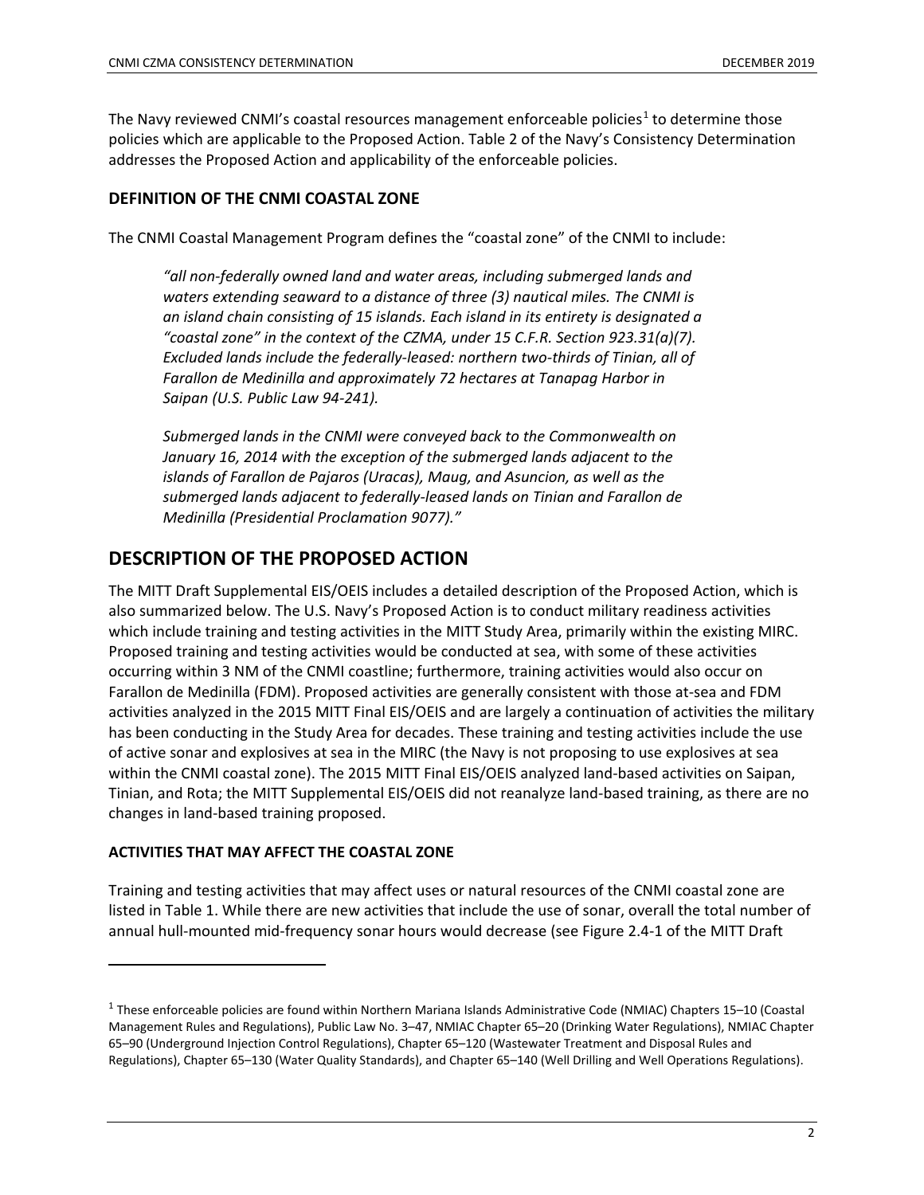The Navy reviewed CNMI's coastal resources management enforceable policies[1] to determine those policies which are applicable to the Proposed Action. Table 2 of the Navy's Consistency Determination addresses the Proposed Action and applicability of the enforceable policies.

### DEFINITION OF THE CNMI COASTAL ZONE

The CNMI Coastal Management Program defines the "coastal zone" of the CNMI to include:

> *"all non-federally owned land and water areas, including submerged lands and waters extending seaward to a distance of three (3) nautical miles. The CNMI is an island chain consisting of 15 islands. Each island in its entirety is designated a "coastal zone" in the context of the CZMA, under 15 C.F.R. Section 923.31(a)(7). Excluded lands include the federally-leased: northern two-thirds of Tinian, all of Farallon de Medinilla and approximately 72 hectares at Tanapag Harbor in Saipan (U.S. Public Law 94-241).*
>
> *Submerged lands in the CNMI were conveyed back to the Commonwealth on January 16, 2014 with the exception of the submerged lands adjacent to the islands of Farallon de Pajaros (Uracas), Maug, and Asuncion, as well as the submerged lands adjacent to federally-leased lands on Tinian and Farallon de Medinilla (Presidential Proclamation 9077)."*

## DESCRIPTION OF THE PROPOSED ACTION

The MITT Draft Supplemental EIS/OEIS includes a detailed description of the Proposed Action, which is also summarized below. The U.S. Navy's Proposed Action is to conduct military readiness activities which include training and testing activities in the MITT Study Area, primarily within the existing MIRC. Proposed training and testing activities would be conducted at sea, with some of these activities occurring within 3 NM of the CNMI coastline; furthermore, training activities would also occur on Farallon de Medinilla (FDM). Proposed activities are generally consistent with those at-sea and FDM activities analyzed in the 2015 MITT Final EIS/OEIS and are largely a continuation of activities the military has been conducting in the Study Area for decades. These training and testing activities include the use of active sonar and explosives at sea in the MIRC (the Navy is not proposing to use explosives at sea within the CNMI coastal zone). The 2015 MITT Final EIS/OEIS analyzed land-based activities on Saipan, Tinian, and Rota; the MITT Supplemental EIS/OEIS did not reanalyze land-based training, as there are no changes in land-based training proposed.

### ACTIVITIES THAT MAY AFFECT THE COASTAL ZONE

Training and testing activities that may affect uses or natural resources of the CNMI coastal zone are listed in Table 1. While there are new activities that include the use of sonar, overall the total number of annual hull-mounted mid-frequency sonar hours would decrease (see Figure 2.4-1 of the MITT Draft

---

[1] These enforceable policies are found within Northern Mariana Islands Administrative Code (NMIAC) Chapters 15–10 (Coastal Management Rules and Regulations), Public Law No. 3–47, NMIAC Chapter 65–20 (Drinking Water Regulations), NMIAC Chapter 65–90 (Underground Injection Control Regulations), Chapter 65–120 (Wastewater Treatment and Disposal Rules and Regulations), Chapter 65–130 (Water Quality Standards), and Chapter 65–140 (Well Drilling and Well Operations Regulations).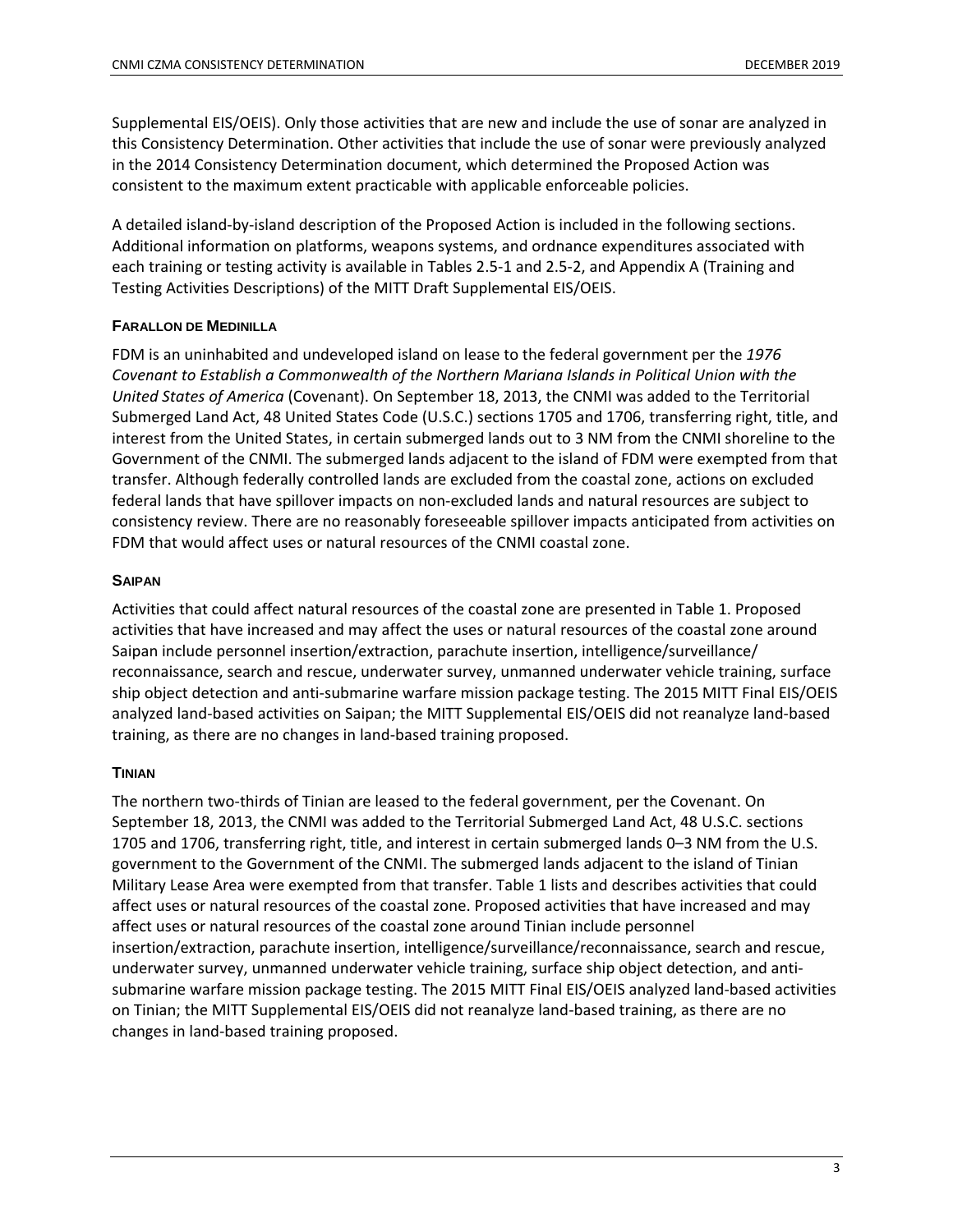Supplemental EIS/OEIS). Only those activities that are new and include the use of sonar are analyzed in this Consistency Determination. Other activities that include the use of sonar were previously analyzed in the 2014 Consistency Determination document, which determined the Proposed Action was consistent to the maximum extent practicable with applicable enforceable policies.

A detailed island-by-island description of the Proposed Action is included in the following sections. Additional information on platforms, weapons systems, and ordnance expenditures associated with each training or testing activity is available in Tables 2.5-1 and 2.5-2, and Appendix A (Training and Testing Activities Descriptions) of the MITT Draft Supplemental EIS/OEIS.

#### FARALLON DE MEDINILLA

FDM is an uninhabited and undeveloped island on lease to the federal government per the *1976 Covenant to Establish a Commonwealth of the Northern Mariana Islands in Political Union with the United States of America* (Covenant). On September 18, 2013, the CNMI was added to the Territorial Submerged Land Act, 48 United States Code (U.S.C.) sections 1705 and 1706, transferring right, title, and interest from the United States, in certain submerged lands out to 3 NM from the CNMI shoreline to the Government of the CNMI. The submerged lands adjacent to the island of FDM were exempted from that transfer. Although federally controlled lands are excluded from the coastal zone, actions on excluded federal lands that have spillover impacts on non-excluded lands and natural resources are subject to consistency review. There are no reasonably foreseeable spillover impacts anticipated from activities on FDM that would affect uses or natural resources of the CNMI coastal zone.

#### SAIPAN

Activities that could affect natural resources of the coastal zone are presented in Table 1. Proposed activities that have increased and may affect the uses or natural resources of the coastal zone around Saipan include personnel insertion/extraction, parachute insertion, intelligence/surveillance/reconnaissance, search and rescue, underwater survey, unmanned underwater vehicle training, surface ship object detection and anti-submarine warfare mission package testing. The 2015 MITT Final EIS/OEIS analyzed land-based activities on Saipan; the MITT Supplemental EIS/OEIS did not reanalyze land-based training, as there are no changes in land-based training proposed.

#### TINIAN

The northern two-thirds of Tinian are leased to the federal government, per the Covenant. On September 18, 2013, the CNMI was added to the Territorial Submerged Land Act, 48 U.S.C. sections 1705 and 1706, transferring right, title, and interest in certain submerged lands 0–3 NM from the U.S. government to the Government of the CNMI. The submerged lands adjacent to the island of Tinian Military Lease Area were exempted from that transfer. Table 1 lists and describes activities that could affect uses or natural resources of the coastal zone. Proposed activities that have increased and may affect uses or natural resources of the coastal zone around Tinian include personnel insertion/extraction, parachute insertion, intelligence/surveillance/reconnaissance, search and rescue, underwater survey, unmanned underwater vehicle training, surface ship object detection, and anti-submarine warfare mission package testing. The 2015 MITT Final EIS/OEIS analyzed land-based activities on Tinian; the MITT Supplemental EIS/OEIS did not reanalyze land-based training, as there are no changes in land-based training proposed.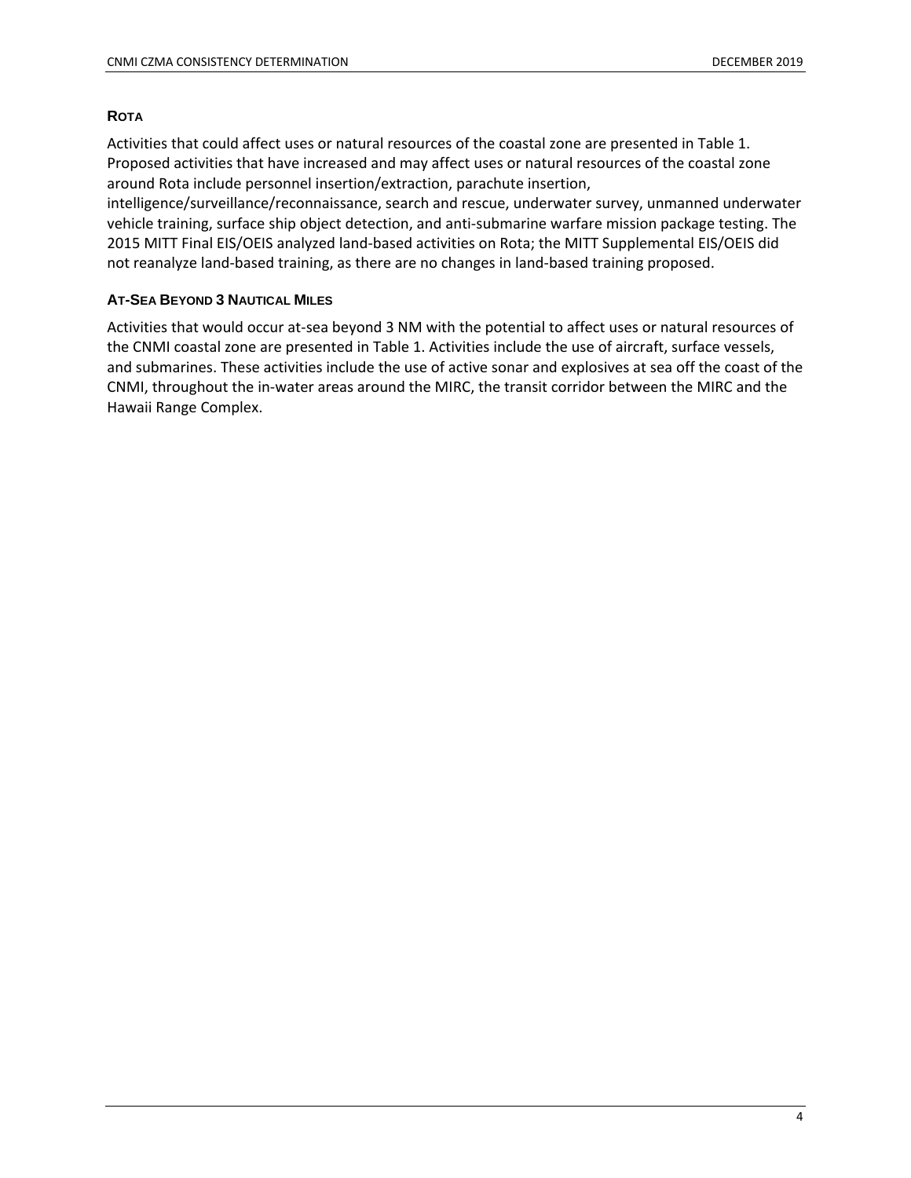### Rota

Activities that could affect uses or natural resources of the coastal zone are presented in Table 1. Proposed activities that have increased and may affect uses or natural resources of the coastal zone around Rota include personnel insertion/extraction, parachute insertion, intelligence/surveillance/reconnaissance, search and rescue, underwater survey, unmanned underwater vehicle training, surface ship object detection, and anti-submarine warfare mission package testing. The 2015 MITT Final EIS/OEIS analyzed land-based activities on Rota; the MITT Supplemental EIS/OEIS did not reanalyze land-based training, as there are no changes in land-based training proposed.

### At-Sea Beyond 3 Nautical Miles

Activities that would occur at-sea beyond 3 NM with the potential to affect uses or natural resources of the CNMI coastal zone are presented in Table 1. Activities include the use of aircraft, surface vessels, and submarines. These activities include the use of active sonar and explosives at sea off the coast of the CNMI, throughout the in-water areas around the MIRC, the transit corridor between the MIRC and the Hawaii Range Complex.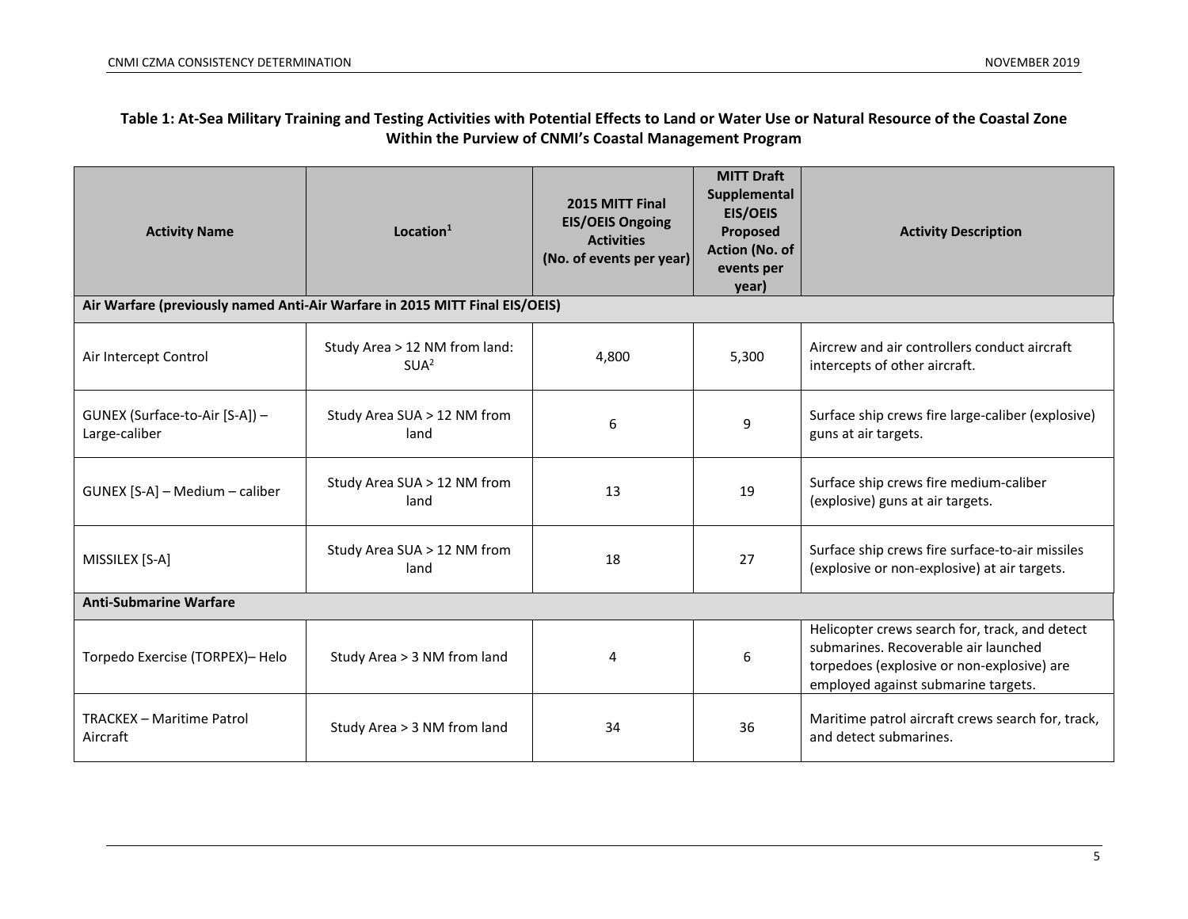**Table 1: At-Sea Military Training and Testing Activities with Potential Effects to Land or Water Use or Natural Resource of the Coastal Zone Within the Purview of CNMI's Coastal Management Program**

| Activity Name | Location[1] | 2015 MITT Final EIS/OEIS Ongoing Activities (No. of events per year) | MITT Draft Supplemental EIS/OEIS Proposed Action (No. of events per year) | Activity Description |
|---|---|---|---|---|
| **Air Warfare (previously named Anti-Air Warfare in 2015 MITT Final EIS/OEIS)** | | | | |
| Air Intercept Control | Study Area > 12 NM from land: SUA[2] | 4,800 | 5,300 | Aircrew and air controllers conduct aircraft intercepts of other aircraft. |
| GUNEX (Surface-to-Air [S-A]) – Large-caliber | Study Area SUA > 12 NM from land | 6 | 9 | Surface ship crews fire large-caliber (explosive) guns at air targets. |
| GUNEX [S-A] – Medium – caliber | Study Area SUA > 12 NM from land | 13 | 19 | Surface ship crews fire medium-caliber (explosive) guns at air targets. |
| MISSILEX [S-A] | Study Area SUA > 12 NM from land | 18 | 27 | Surface ship crews fire surface-to-air missiles (explosive or non-explosive) at air targets. |
| **Anti-Submarine Warfare** | | | | |
| Torpedo Exercise (TORPEX)– Helo | Study Area > 3 NM from land | 4 | 6 | Helicopter crews search for, track, and detect submarines. Recoverable air launched torpedoes (explosive or non-explosive) are employed against submarine targets. |
| TRACKEX – Maritime Patrol Aircraft | Study Area > 3 NM from land | 34 | 36 | Maritime patrol aircraft crews search for, track, and detect submarines. |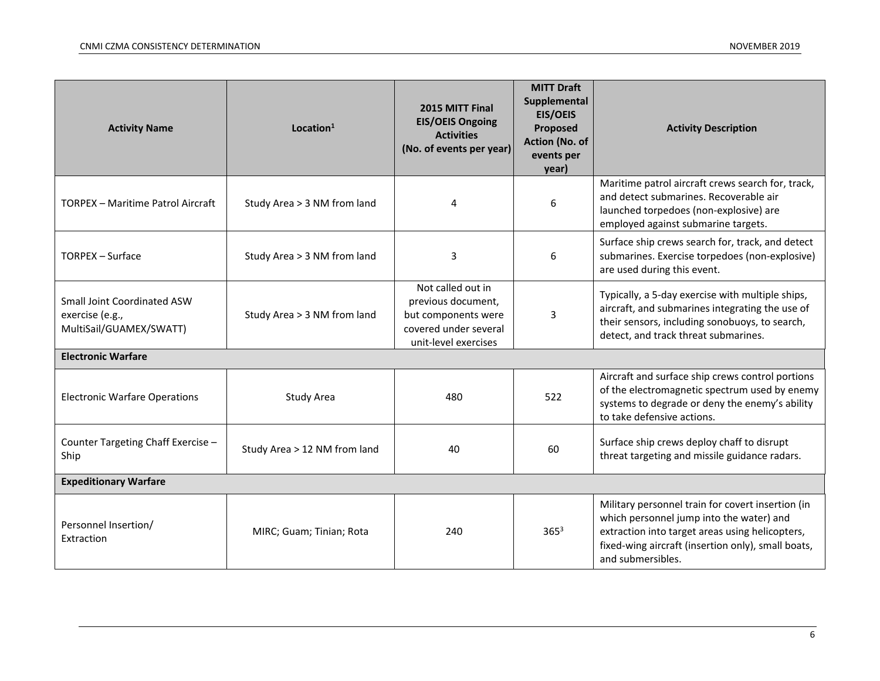| Activity Name | Location[1] | 2015 MITT Final EIS/OEIS Ongoing Activities (No. of events per year) | MITT Draft Supplemental EIS/OEIS Proposed Action (No. of events per year) | Activity Description |
|---|---|---|---|---|
| TORPEX – Maritime Patrol Aircraft | Study Area > 3 NM from land | 4 | 6 | Maritime patrol aircraft crews search for, track, and detect submarines. Recoverable air launched torpedoes (non-explosive) are employed against submarine targets. |
| TORPEX – Surface | Study Area > 3 NM from land | 3 | 6 | Surface ship crews search for, track, and detect submarines. Exercise torpedoes (non-explosive) are used during this event. |
| Small Joint Coordinated ASW exercise (e.g., MultiSail/GUAMEX/SWATT) | Study Area > 3 NM from land | Not called out in previous document, but components were covered under several unit-level exercises | 3 | Typically, a 5-day exercise with multiple ships, aircraft, and submarines integrating the use of their sensors, including sonobuoys, to search, detect, and track threat submarines. |
| **Electronic Warfare** | | | | |
| Electronic Warfare Operations | Study Area | 480 | 522 | Aircraft and surface ship crews control portions of the electromagnetic spectrum used by enemy systems to degrade or deny the enemy's ability to take defensive actions. |
| Counter Targeting Chaff Exercise – Ship | Study Area > 12 NM from land | 40 | 60 | Surface ship crews deploy chaff to disrupt threat targeting and missile guidance radars. |
| **Expeditionary Warfare** | | | | |
| Personnel Insertion/ Extraction | MIRC; Guam; Tinian; Rota | 240 | 365[3] | Military personnel train for covert insertion (in which personnel jump into the water) and extraction into target areas using helicopters, fixed-wing aircraft (insertion only), small boats, and submersibles. |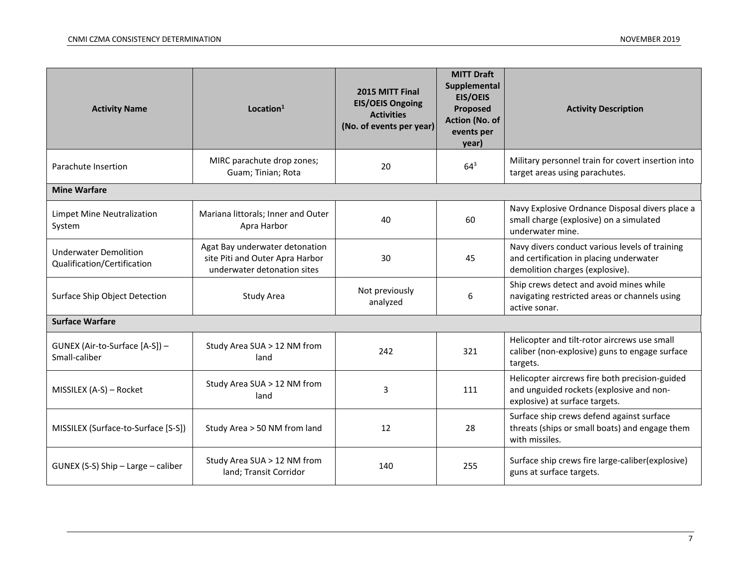| Activity Name | Location[1] | 2015 MITT Final EIS/OEIS Ongoing Activities (No. of events per year) | MITT Draft Supplemental EIS/OEIS Proposed Action (No. of events per year) | Activity Description |
|---|---|---|---|---|
| Parachute Insertion | MIRC parachute drop zones; Guam; Tinian; Rota | 20 | 64[3] | Military personnel train for covert insertion into target areas using parachutes. |
| **Mine Warfare** | | | | |
| Limpet Mine Neutralization System | Mariana littorals; Inner and Outer Apra Harbor | 40 | 60 | Navy Explosive Ordnance Disposal divers place a small charge (explosive) on a simulated underwater mine. |
| Underwater Demolition Qualification/Certification | Agat Bay underwater detonation site Piti and Outer Apra Harbor underwater detonation sites | 30 | 45 | Navy divers conduct various levels of training and certification in placing underwater demolition charges (explosive). |
| Surface Ship Object Detection | Study Area | Not previously analyzed | 6 | Ship crews detect and avoid mines while navigating restricted areas or channels using active sonar. |
| **Surface Warfare** | | | | |
| GUNEX (Air-to-Surface [A-S]) – Small-caliber | Study Area SUA > 12 NM from land | 242 | 321 | Helicopter and tilt-rotor aircrews use small caliber (non-explosive) guns to engage surface targets. |
| MISSILEX (A-S) – Rocket | Study Area SUA > 12 NM from land | 3 | 111 | Helicopter aircrews fire both precision-guided and unguided rockets (explosive and non-explosive) at surface targets. |
| MISSILEX (Surface-to-Surface [S-S]) | Study Area > 50 NM from land | 12 | 28 | Surface ship crews defend against surface threats (ships or small boats) and engage them with missiles. |
| GUNEX (S-S) Ship – Large – caliber | Study Area SUA > 12 NM from land; Transit Corridor | 140 | 255 | Surface ship crews fire large-caliber(explosive) guns at surface targets. |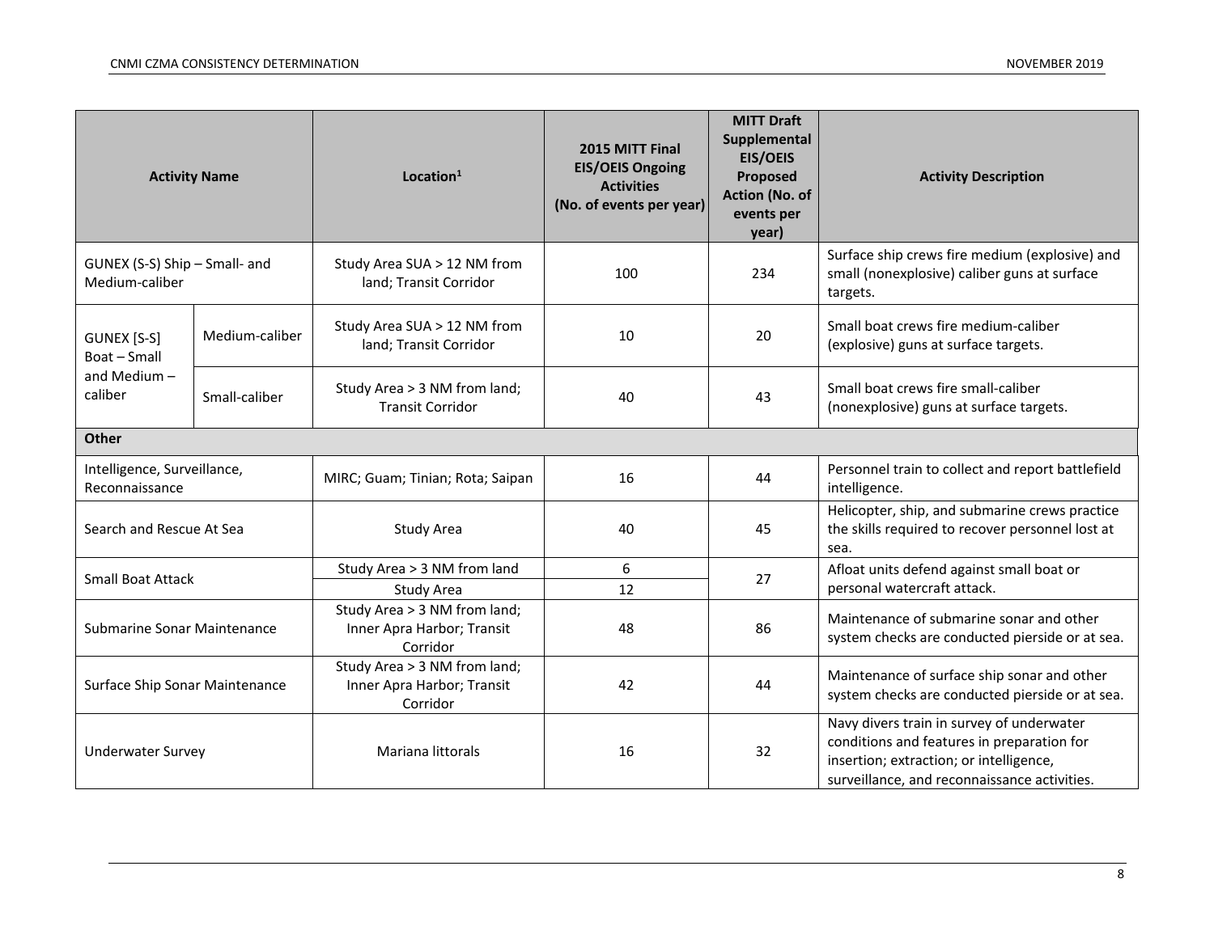| Activity Name | | Location[1] | 2015 MITT Final EIS/OEIS Ongoing Activities (No. of events per year) | MITT Draft Supplemental EIS/OEIS Proposed Action (No. of events per year) | Activity Description |
|---|---|---|---|---|---|
| GUNEX (S-S) Ship – Small- and Medium-caliber | | Study Area SUA > 12 NM from land; Transit Corridor | 100 | 234 | Surface ship crews fire medium (explosive) and small (nonexplosive) caliber guns at surface targets. |
| GUNEX [S-S] Boat – Small and Medium – caliber | Medium-caliber | Study Area SUA > 12 NM from land; Transit Corridor | 10 | 20 | Small boat crews fire medium-caliber (explosive) guns at surface targets. |
| | Small-caliber | Study Area > 3 NM from land; Transit Corridor | 40 | 43 | Small boat crews fire small-caliber (nonexplosive) guns at surface targets. |
| **Other** | | | | | |
| Intelligence, Surveillance, Reconnaissance | | MIRC; Guam; Tinian; Rota; Saipan | 16 | 44 | Personnel train to collect and report battlefield intelligence. |
| Search and Rescue At Sea | | Study Area | 40 | 45 | Helicopter, ship, and submarine crews practice the skills required to recover personnel lost at sea. |
| Small Boat Attack | | Study Area > 3 NM from land | 6 | 27 | Afloat units defend against small boat or personal watercraft attack. |
| | | Study Area | 12 | | |
| Submarine Sonar Maintenance | | Study Area > 3 NM from land; Inner Apra Harbor; Transit Corridor | 48 | 86 | Maintenance of submarine sonar and other system checks are conducted pierside or at sea. |
| Surface Ship Sonar Maintenance | | Study Area > 3 NM from land; Inner Apra Harbor; Transit Corridor | 42 | 44 | Maintenance of surface ship sonar and other system checks are conducted pierside or at sea. |
| Underwater Survey | | Mariana littorals | 16 | 32 | Navy divers train in survey of underwater conditions and features in preparation for insertion; extraction; or intelligence, surveillance, and reconnaissance activities. |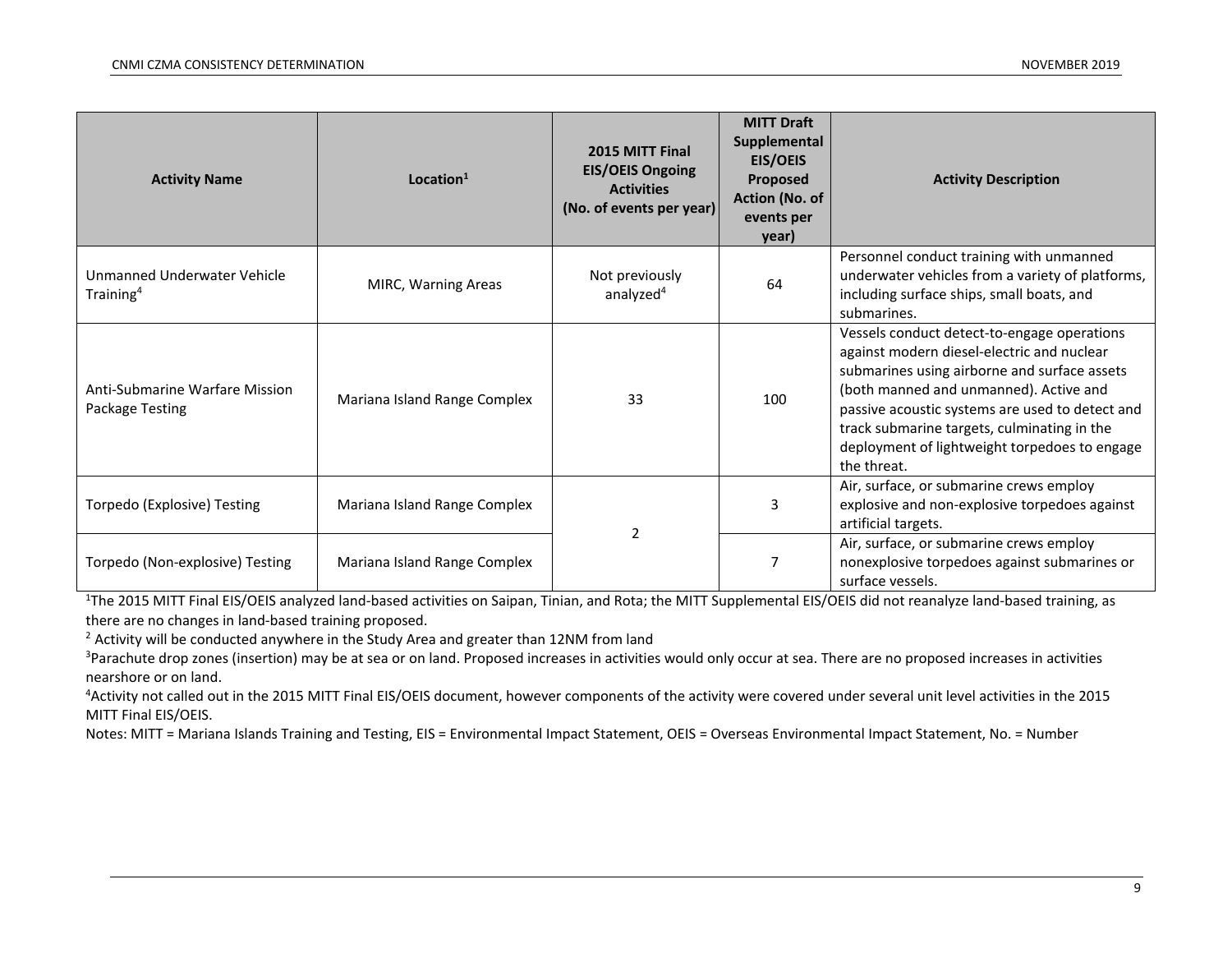| Activity Name | Location[1] | 2015 MITT Final EIS/OEIS Ongoing Activities (No. of events per year) | MITT Draft Supplemental EIS/OEIS Proposed Action (No. of events per year) | Activity Description |
|---|---|---|---|---|
| Unmanned Underwater Vehicle Training[4] | MIRC, Warning Areas | Not previously analyzed[4] | 64 | Personnel conduct training with unmanned underwater vehicles from a variety of platforms, including surface ships, small boats, and submarines. |
| Anti-Submarine Warfare Mission Package Testing | Mariana Island Range Complex | 33 | 100 | Vessels conduct detect-to-engage operations against modern diesel-electric and nuclear submarines using airborne and surface assets (both manned and unmanned). Active and passive acoustic systems are used to detect and track submarine targets, culminating in the deployment of lightweight torpedoes to engage the threat. |
| Torpedo (Explosive) Testing | Mariana Island Range Complex | 2 | 3 | Air, surface, or submarine crews employ explosive and non-explosive torpedoes against artificial targets. |
| Torpedo (Non-explosive) Testing | Mariana Island Range Complex | | 7 | Air, surface, or submarine crews employ nonexplosive torpedoes against submarines or surface vessels. |

[1]The 2015 MITT Final EIS/OEIS analyzed land-based activities on Saipan, Tinian, and Rota; the MITT Supplemental EIS/OEIS did not reanalyze land-based training, as there are no changes in land-based training proposed.

[2] Activity will be conducted anywhere in the Study Area and greater than 12NM from land

[3]Parachute drop zones (insertion) may be at sea or on land. Proposed increases in activities would only occur at sea. There are no proposed increases in activities nearshore or on land.

[4]Activity not called out in the 2015 MITT Final EIS/OEIS document, however components of the activity were covered under several unit level activities in the 2015 MITT Final EIS/OEIS.

Notes: MITT = Mariana Islands Training and Testing, EIS = Environmental Impact Statement, OEIS = Overseas Environmental Impact Statement, No. = Number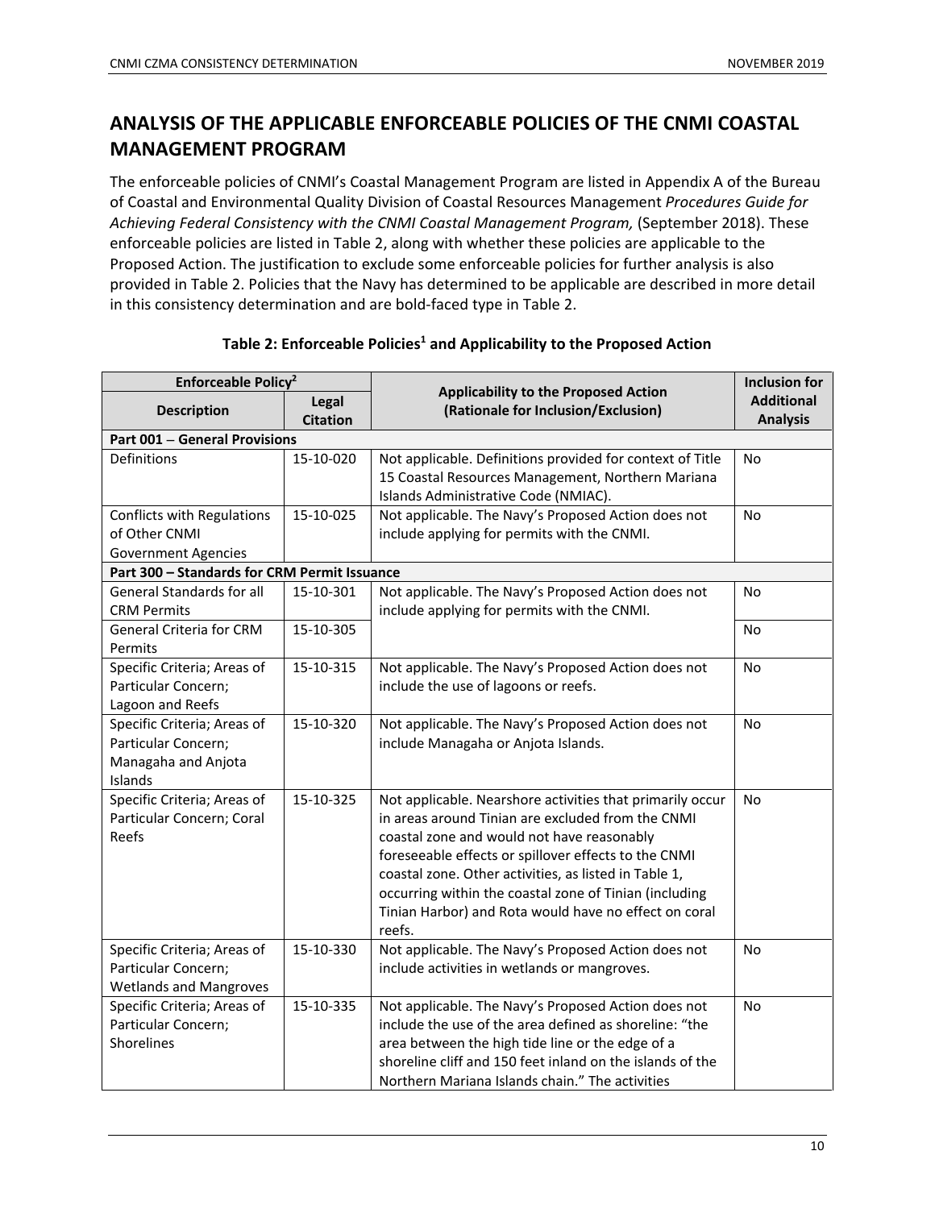## ANALYSIS OF THE APPLICABLE ENFORCEABLE POLICIES OF THE CNMI COASTAL MANAGEMENT PROGRAM

The enforceable policies of CNMI's Coastal Management Program are listed in Appendix A of the Bureau of Coastal and Environmental Quality Division of Coastal Resources Management *Procedures Guide for Achieving Federal Consistency with the CNMI Coastal Management Program,* (September 2018). These enforceable policies are listed in Table 2, along with whether these policies are applicable to the Proposed Action. The justification to exclude some enforceable policies for further analysis is also provided in Table 2. Policies that the Navy has determined to be applicable are described in more detail in this consistency determination and are bold-faced type in Table 2.

**Table 2: Enforceable Policies[1] and Applicability to the Proposed Action**

| Enforceable Policy[2] | | Applicability to the Proposed Action (Rationale for Inclusion/Exclusion) | Inclusion for Additional Analysis |
|---|---|---|---|
| Description | Legal Citation | | |
| **Part 001 – General Provisions** | | | |
| Definitions | 15-10-020 | Not applicable. Definitions provided for context of Title 15 Coastal Resources Management, Northern Mariana Islands Administrative Code (NMIAC). | No |
| Conflicts with Regulations of Other CNMI Government Agencies | 15-10-025 | Not applicable. The Navy's Proposed Action does not include applying for permits with the CNMI. | No |
| **Part 300 – Standards for CRM Permit Issuance** | | | |
| General Standards for all CRM Permits | 15-10-301 | Not applicable. The Navy's Proposed Action does not include applying for permits with the CNMI. | No |
| General Criteria for CRM Permits | 15-10-305 | | No |
| Specific Criteria; Areas of Particular Concern; Lagoon and Reefs | 15-10-315 | Not applicable. The Navy's Proposed Action does not include the use of lagoons or reefs. | No |
| Specific Criteria; Areas of Particular Concern; Managaha and Anjota Islands | 15-10-320 | Not applicable. The Navy's Proposed Action does not include Managaha or Anjota Islands. | No |
| Specific Criteria; Areas of Particular Concern; Coral Reefs | 15-10-325 | Not applicable. Nearshore activities that primarily occur in areas around Tinian are excluded from the CNMI coastal zone and would not have reasonably foreseeable effects or spillover effects to the CNMI coastal zone. Other activities, as listed in Table 1, occurring within the coastal zone of Tinian (including Tinian Harbor) and Rota would have no effect on coral reefs. | No |
| Specific Criteria; Areas of Particular Concern; Wetlands and Mangroves | 15-10-330 | Not applicable. The Navy's Proposed Action does not include activities in wetlands or mangroves. | No |
| Specific Criteria; Areas of Particular Concern; Shorelines | 15-10-335 | Not applicable. The Navy's Proposed Action does not include the use of the area defined as shoreline: "the area between the high tide line or the edge of a shoreline cliff and 150 feet inland on the islands of the Northern Mariana Islands chain." The activities | |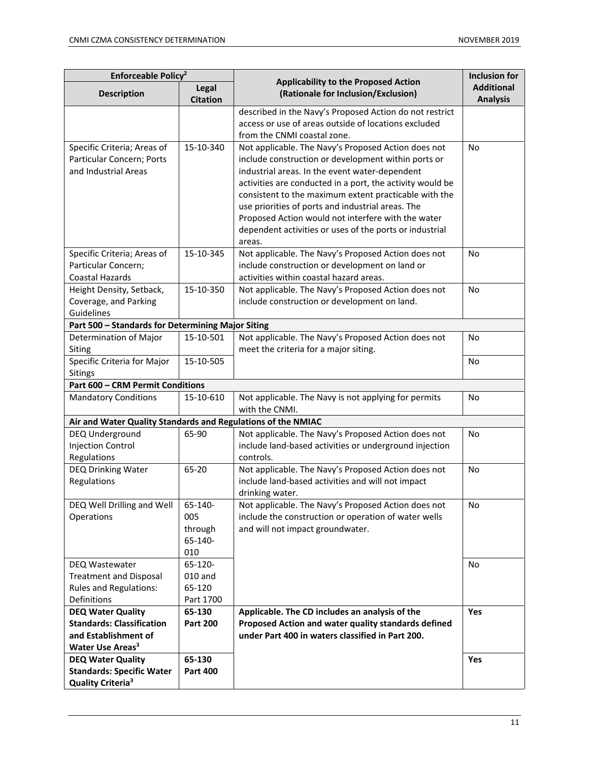| Enforceable Policy[2] | | Applicability to the Proposed Action (Rationale for Inclusion/Exclusion) | Inclusion for Additional Analysis |
|---|---|---|---|
| Description | Legal Citation | | |
| | | described in the Navy's Proposed Action do not restrict access or use of areas outside of locations excluded from the CNMI coastal zone. | |
| Specific Criteria; Areas of Particular Concern; Ports and Industrial Areas | 15-10-340 | Not applicable. The Navy's Proposed Action does not include construction or development within ports or industrial areas. In the event water-dependent activities are conducted in a port, the activity would be consistent to the maximum extent practicable with the use priorities of ports and industrial areas. The Proposed Action would not interfere with the water dependent activities or uses of the ports or industrial areas. | No |
| Specific Criteria; Areas of Particular Concern; Coastal Hazards | 15-10-345 | Not applicable. The Navy's Proposed Action does not include construction or development on land or activities within coastal hazard areas. | No |
| Height Density, Setback, Coverage, and Parking Guidelines | 15-10-350 | Not applicable. The Navy's Proposed Action does not include construction or development on land. | No |
| **Part 500 – Standards for Determining Major Siting** | | | |
| Determination of Major Siting | 15-10-501 | Not applicable. The Navy's Proposed Action does not meet the criteria for a major siting. | No |
| Specific Criteria for Major Sitings | 15-10-505 | | No |
| **Part 600 – CRM Permit Conditions** | | | |
| Mandatory Conditions | 15-10-610 | Not applicable. The Navy is not applying for permits with the CNMI. | No |
| **Air and Water Quality Standards and Regulations of the NMIAC** | | | |
| DEQ Underground Injection Control Regulations | 65-90 | Not applicable. The Navy's Proposed Action does not include land-based activities or underground injection controls. | No |
| DEQ Drinking Water Regulations | 65-20 | Not applicable. The Navy's Proposed Action does not include land-based activities and will not impact drinking water. | No |
| DEQ Well Drilling and Well Operations | 65-140-005 through 65-140-010 | Not applicable. The Navy's Proposed Action does not include the construction or operation of water wells and will not impact groundwater. | No |
| DEQ Wastewater Treatment and Disposal Rules and Regulations: Definitions | 65-120-010 and 65-120 Part 1700 | | No |
| **DEQ Water Quality Standards: Classification and Establishment of Water Use Areas[3]** | **65-130 Part 200** | **Applicable. The CD includes an analysis of the Proposed Action and water quality standards defined under Part 400 in waters classified in Part 200.** | **Yes** |
| **DEQ Water Quality Standards: Specific Water Quality Criteria[3]** | **65-130 Part 400** | | **Yes** |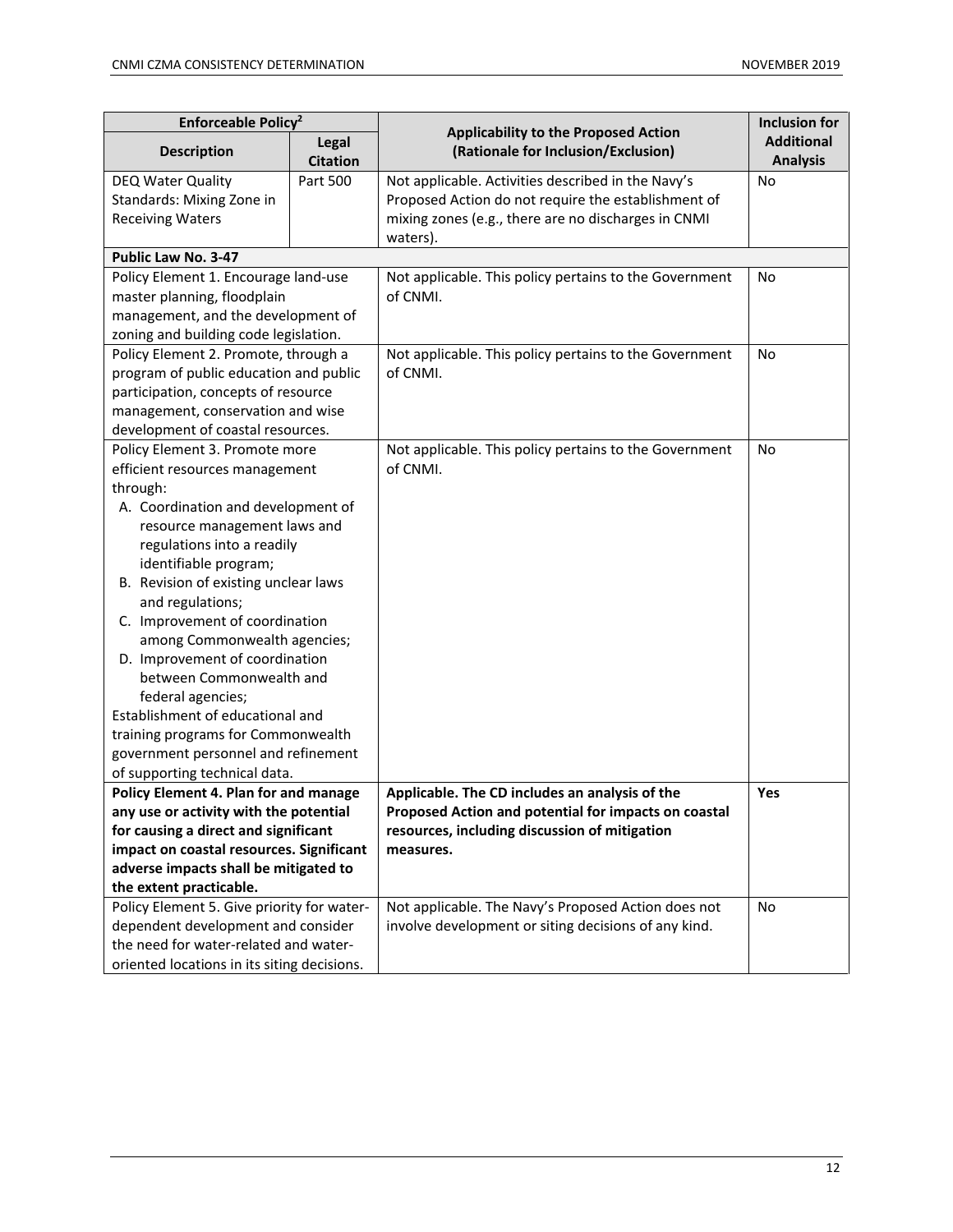| Enforceable Policy[2] | | Applicability to the Proposed Action (Rationale for Inclusion/Exclusion) | Inclusion for Additional Analysis |
|---|---|---|---|
| **Description** | **Legal Citation** | | |
| DEQ Water Quality Standards: Mixing Zone in Receiving Waters | Part 500 | Not applicable. Activities described in the Navy's Proposed Action do not require the establishment of mixing zones (e.g., there are no discharges in CNMI waters). | No |
| **Public Law No. 3-47** | | | |
| Policy Element 1. Encourage land-use master planning, floodplain management, and the development of zoning and building code legislation. | | Not applicable. This policy pertains to the Government of CNMI. | No |
| Policy Element 2. Promote, through a program of public education and public participation, concepts of resource management, conservation and wise development of coastal resources. | | Not applicable. This policy pertains to the Government of CNMI. | No |
| Policy Element 3. Promote more efficient resources management through: A. Coordination and development of resource management laws and regulations into a readily identifiable program; B. Revision of existing unclear laws and regulations; C. Improvement of coordination among Commonwealth agencies; D. Improvement of coordination between Commonwealth and federal agencies; Establishment of educational and training programs for Commonwealth government personnel and refinement of supporting technical data. | | Not applicable. This policy pertains to the Government of CNMI. | No |
| **Policy Element 4. Plan for and manage any use or activity with the potential for causing a direct and significant impact on coastal resources. Significant adverse impacts shall be mitigated to the extent practicable.** | | **Applicable. The CD includes an analysis of the Proposed Action and potential for impacts on coastal resources, including discussion of mitigation measures.** | **Yes** |
| Policy Element 5. Give priority for water-dependent development and consider the need for water-related and water-oriented locations in its siting decisions. | | Not applicable. The Navy's Proposed Action does not involve development or siting decisions of any kind. | No |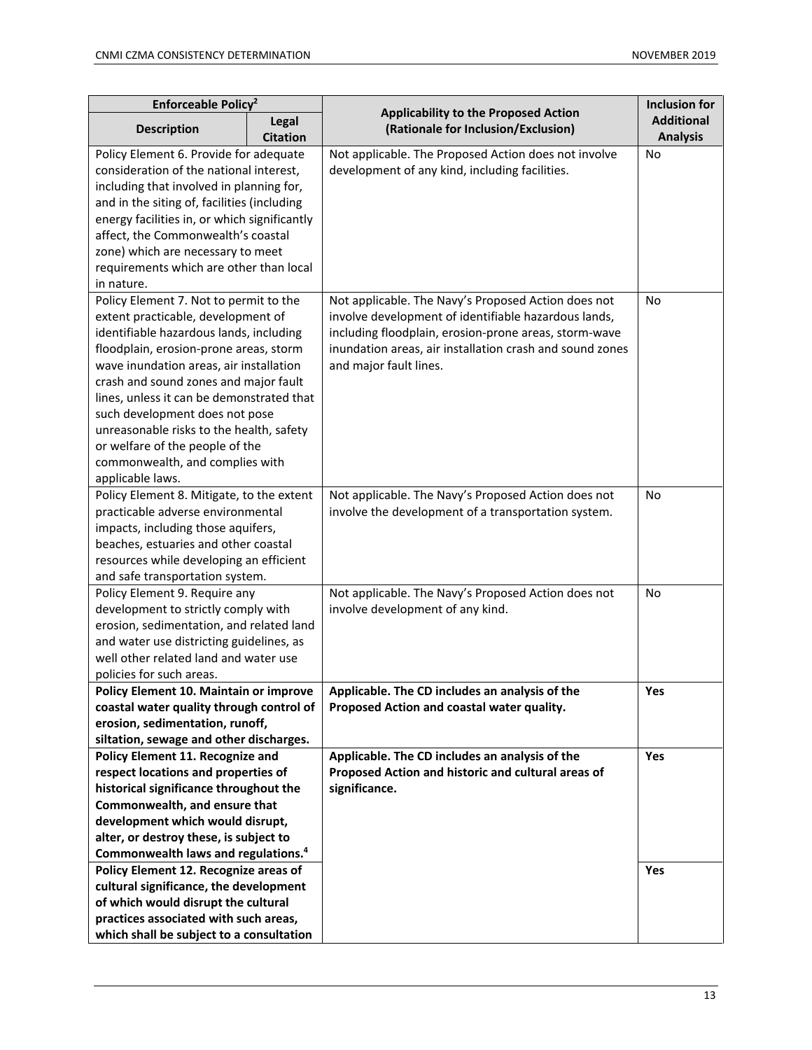| Enforceable Policy[2] | | Applicability to the Proposed Action (Rationale for Inclusion/Exclusion) | Inclusion for Additional Analysis |
|---|---|---|---|
| **Description** | **Legal Citation** | | |
| Policy Element 6. Provide for adequate consideration of the national interest, including that involved in planning for, and in the siting of, facilities (including energy facilities in, or which significantly affect, the Commonwealth's coastal zone) which are necessary to meet requirements which are other than local in nature. | | Not applicable. The Proposed Action does not involve development of any kind, including facilities. | No |
| Policy Element 7. Not to permit to the extent practicable, development of identifiable hazardous lands, including floodplain, erosion-prone areas, storm wave inundation areas, air installation crash and sound zones and major fault lines, unless it can be demonstrated that such development does not pose unreasonable risks to the health, safety or welfare of the people of the commonwealth, and complies with applicable laws. | | Not applicable. The Navy's Proposed Action does not involve development of identifiable hazardous lands, including floodplain, erosion-prone areas, storm-wave inundation areas, air installation crash and sound zones and major fault lines. | No |
| Policy Element 8. Mitigate, to the extent practicable adverse environmental impacts, including those aquifers, beaches, estuaries and other coastal resources while developing an efficient and safe transportation system. | | Not applicable. The Navy's Proposed Action does not involve the development of a transportation system. | No |
| Policy Element 9. Require any development to strictly comply with erosion, sedimentation, and related land and water use districting guidelines, as well other related land and water use policies for such areas. | | Not applicable. The Navy's Proposed Action does not involve development of any kind. | No |
| **Policy Element 10. Maintain or improve coastal water quality through control of erosion, sedimentation, runoff, siltation, sewage and other discharges.** | | **Applicable. The CD includes an analysis of the Proposed Action and coastal water quality.** | **Yes** |
| **Policy Element 11. Recognize and respect locations and properties of historical significance throughout the Commonwealth, and ensure that development which would disrupt, alter, or destroy these, is subject to Commonwealth laws and regulations.[4]** | | **Applicable. The CD includes an analysis of the Proposed Action and historic and cultural areas of significance.** | **Yes** |
| **Policy Element 12. Recognize areas of cultural significance, the development of which would disrupt the cultural practices associated with such areas, which shall be subject to a consultation** | | | **Yes** |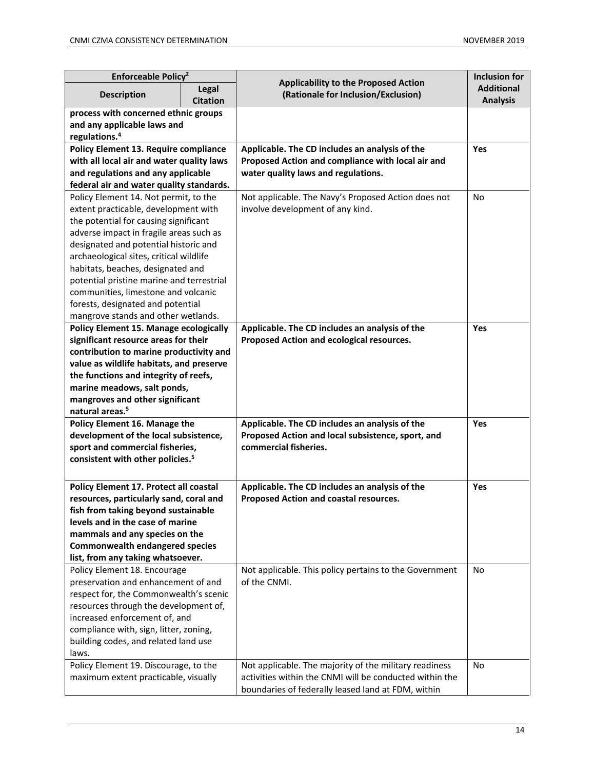| Enforceable Policy[2] | | Applicability to the Proposed Action (Rationale for Inclusion/Exclusion) | Inclusion for Additional Analysis |
|---|---|---|---|
| **Description** | **Legal Citation** | | |
| **process with concerned ethnic groups and any applicable laws and regulations.[4]** | | | |
| **Policy Element 13. Require compliance with all local air and water quality laws and regulations and any applicable federal air and water quality standards.** | | **Applicable. The CD includes an analysis of the Proposed Action and compliance with local air and water quality laws and regulations.** | **Yes** |
| Policy Element 14. Not permit, to the extent practicable, development with the potential for causing significant adverse impact in fragile areas such as designated and potential historic and archaeological sites, critical wildlife habitats, beaches, designated and potential pristine marine and terrestrial communities, limestone and volcanic forests, designated and potential mangrove stands and other wetlands. | | Not applicable. The Navy's Proposed Action does not involve development of any kind. | No |
| **Policy Element 15. Manage ecologically significant resource areas for their contribution to marine productivity and value as wildlife habitats, and preserve the functions and integrity of reefs, marine meadows, salt ponds, mangroves and other significant natural areas.[5]** | | **Applicable. The CD includes an analysis of the Proposed Action and ecological resources.** | **Yes** |
| **Policy Element 16. Manage the development of the local subsistence, sport and commercial fisheries, consistent with other policies.[5]** | | **Applicable. The CD includes an analysis of the Proposed Action and local subsistence, sport, and commercial fisheries.** | **Yes** |
| **Policy Element 17. Protect all coastal resources, particularly sand, coral and fish from taking beyond sustainable levels and in the case of marine mammals and any species on the Commonwealth endangered species list, from any taking whatsoever.** | | **Applicable. The CD includes an analysis of the Proposed Action and coastal resources.** | **Yes** |
| Policy Element 18. Encourage preservation and enhancement of and respect for, the Commonwealth's scenic resources through the development of, increased enforcement of, and compliance with, sign, litter, zoning, building codes, and related land use laws. | | Not applicable. This policy pertains to the Government of the CNMI. | No |
| Policy Element 19. Discourage, to the maximum extent practicable, visually | | Not applicable. The majority of the military readiness activities within the CNMI will be conducted within the boundaries of federally leased land at FDM, within | No |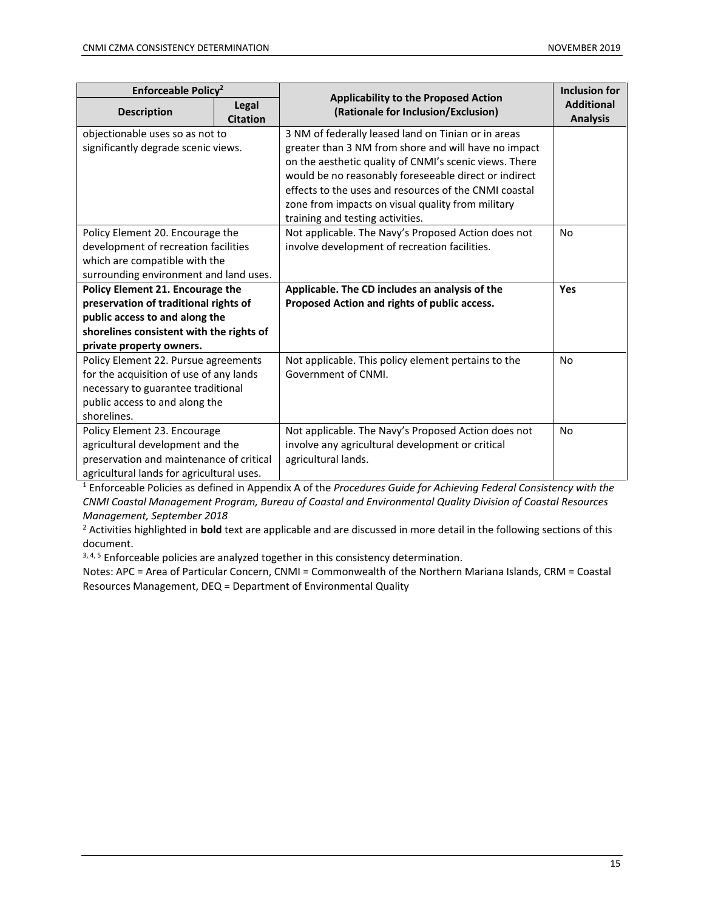| Enforceable Policy[2] | | Applicability to the Proposed Action (Rationale for Inclusion/Exclusion) | Inclusion for Additional Analysis |
|---|---|---|---|
| Description | Legal Citation | | |
| objectionable uses so as not to significantly degrade scenic views. | | 3 NM of federally leased land on Tinian or in areas greater than 3 NM from shore and will have no impact on the aesthetic quality of CNMI's scenic views. There would be no reasonably foreseeable direct or indirect effects to the uses and resources of the CNMI coastal zone from impacts on visual quality from military training and testing activities. | |
| Policy Element 20. Encourage the development of recreation facilities which are compatible with the surrounding environment and land uses. | | Not applicable. The Navy's Proposed Action does not involve development of recreation facilities. | No |
| **Policy Element 21. Encourage the preservation of traditional rights of public access to and along the shorelines consistent with the rights of private property owners.** | | **Applicable. The CD includes an analysis of the Proposed Action and rights of public access.** | **Yes** |
| Policy Element 22. Pursue agreements for the acquisition of use of any lands necessary to guarantee traditional public access to and along the shorelines. | | Not applicable. This policy element pertains to the Government of CNMI. | No |
| Policy Element 23. Encourage agricultural development and the preservation and maintenance of critical agricultural lands for agricultural uses. | | Not applicable. The Navy's Proposed Action does not involve any agricultural development or critical agricultural lands. | No |

[1] Enforceable Policies as defined in Appendix A of the *Procedures Guide for Achieving Federal Consistency with the CNMI Coastal Management Program, Bureau of Coastal and Environmental Quality Division of Coastal Resources Management, September 2018*

[2] Activities highlighted in **bold** text are applicable and are discussed in more detail in the following sections of this document.

[3, 4, 5] Enforceable policies are analyzed together in this consistency determination.

Notes: APC = Area of Particular Concern, CNMI = Commonwealth of the Northern Mariana Islands, CRM = Coastal Resources Management, DEQ = Department of Environmental Quality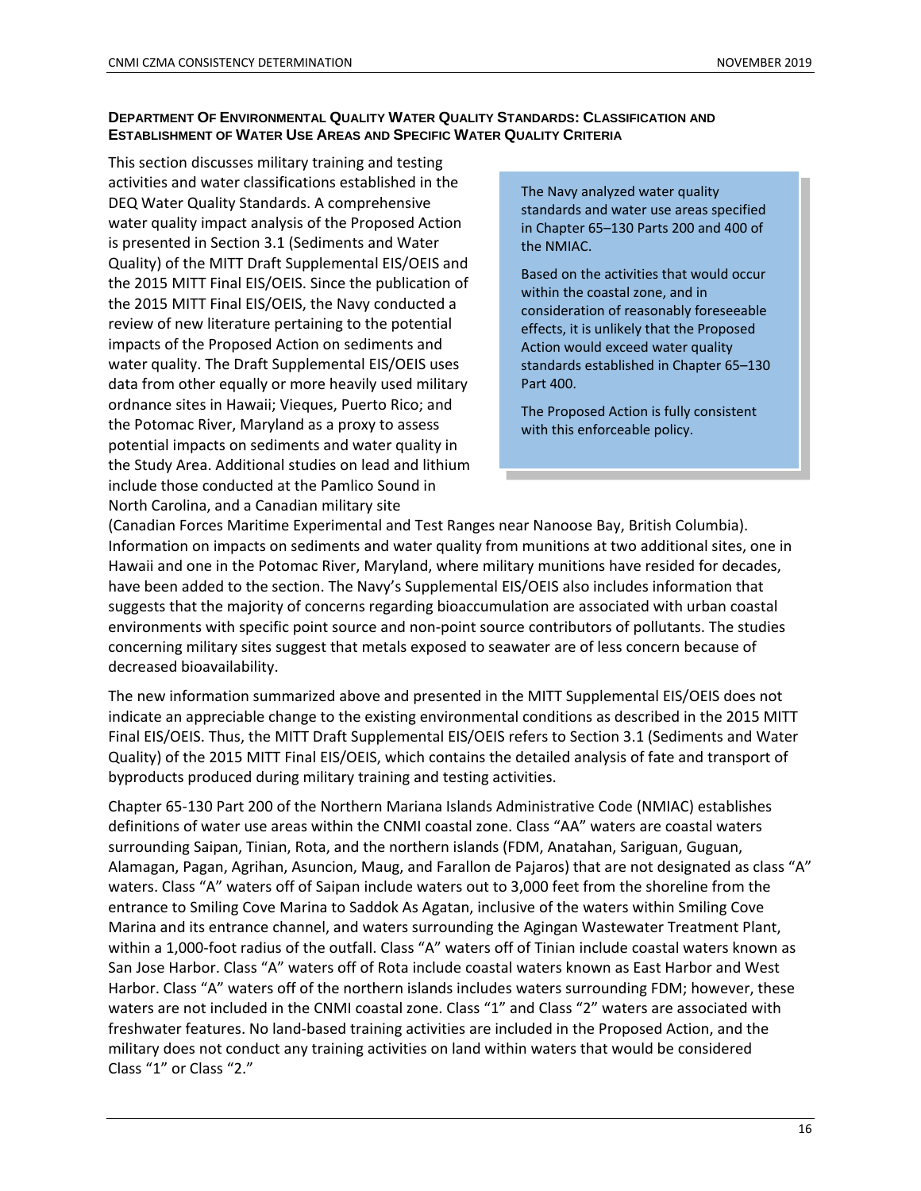### Department Of Environmental Quality Water Quality Standards: Classification and Establishment of Water Use Areas and Specific Water Quality Criteria

> The Navy analyzed water quality standards and water use areas specified in Chapter 65–130 Parts 200 and 400 of the NMIAC.
>
> Based on the activities that would occur within the coastal zone, and in consideration of reasonably foreseeable effects, it is unlikely that the Proposed Action would exceed water quality standards established in Chapter 65–130 Part 400.
>
> The Proposed Action is fully consistent with this enforceable policy.

This section discusses military training and testing activities and water classifications established in the DEQ Water Quality Standards. A comprehensive water quality impact analysis of the Proposed Action is presented in Section 3.1 (Sediments and Water Quality) of the MITT Draft Supplemental EIS/OEIS and the 2015 MITT Final EIS/OEIS. Since the publication of the 2015 MITT Final EIS/OEIS, the Navy conducted a review of new literature pertaining to the potential impacts of the Proposed Action on sediments and water quality. The Draft Supplemental EIS/OEIS uses data from other equally or more heavily used military ordnance sites in Hawaii; Vieques, Puerto Rico; and the Potomac River, Maryland as a proxy to assess potential impacts on sediments and water quality in the Study Area. Additional studies on lead and lithium include those conducted at the Pamlico Sound in North Carolina, and a Canadian military site (Canadian Forces Maritime Experimental and Test Ranges near Nanoose Bay, British Columbia). Information on impacts on sediments and water quality from munitions at two additional sites, one in Hawaii and one in the Potomac River, Maryland, where military munitions have resided for decades, have been added to the section. The Navy's Supplemental EIS/OEIS also includes information that suggests that the majority of concerns regarding bioaccumulation are associated with urban coastal environments with specific point source and non-point source contributors of pollutants. The studies concerning military sites suggest that metals exposed to seawater are of less concern because of decreased bioavailability.

The new information summarized above and presented in the MITT Supplemental EIS/OEIS does not indicate an appreciable change to the existing environmental conditions as described in the 2015 MITT Final EIS/OEIS. Thus, the MITT Draft Supplemental EIS/OEIS refers to Section 3.1 (Sediments and Water Quality) of the 2015 MITT Final EIS/OEIS, which contains the detailed analysis of fate and transport of byproducts produced during military training and testing activities.

Chapter 65-130 Part 200 of the Northern Mariana Islands Administrative Code (NMIAC) establishes definitions of water use areas within the CNMI coastal zone. Class "AA" waters are coastal waters surrounding Saipan, Tinian, Rota, and the northern islands (FDM, Anatahan, Sariguan, Guguan, Alamagan, Pagan, Agrihan, Asuncion, Maug, and Farallon de Pajaros) that are not designated as class "A" waters. Class "A" waters off of Saipan include waters out to 3,000 feet from the shoreline from the entrance to Smiling Cove Marina to Saddok As Agatan, inclusive of the waters within Smiling Cove Marina and its entrance channel, and waters surrounding the Agingan Wastewater Treatment Plant, within a 1,000-foot radius of the outfall. Class "A" waters off of Tinian include coastal waters known as San Jose Harbor. Class "A" waters off of Rota include coastal waters known as East Harbor and West Harbor. Class "A" waters off of the northern islands includes waters surrounding FDM; however, these waters are not included in the CNMI coastal zone. Class "1" and Class "2" waters are associated with freshwater features. No land-based training activities are included in the Proposed Action, and the military does not conduct any training activities on land within waters that would be considered Class "1" or Class "2."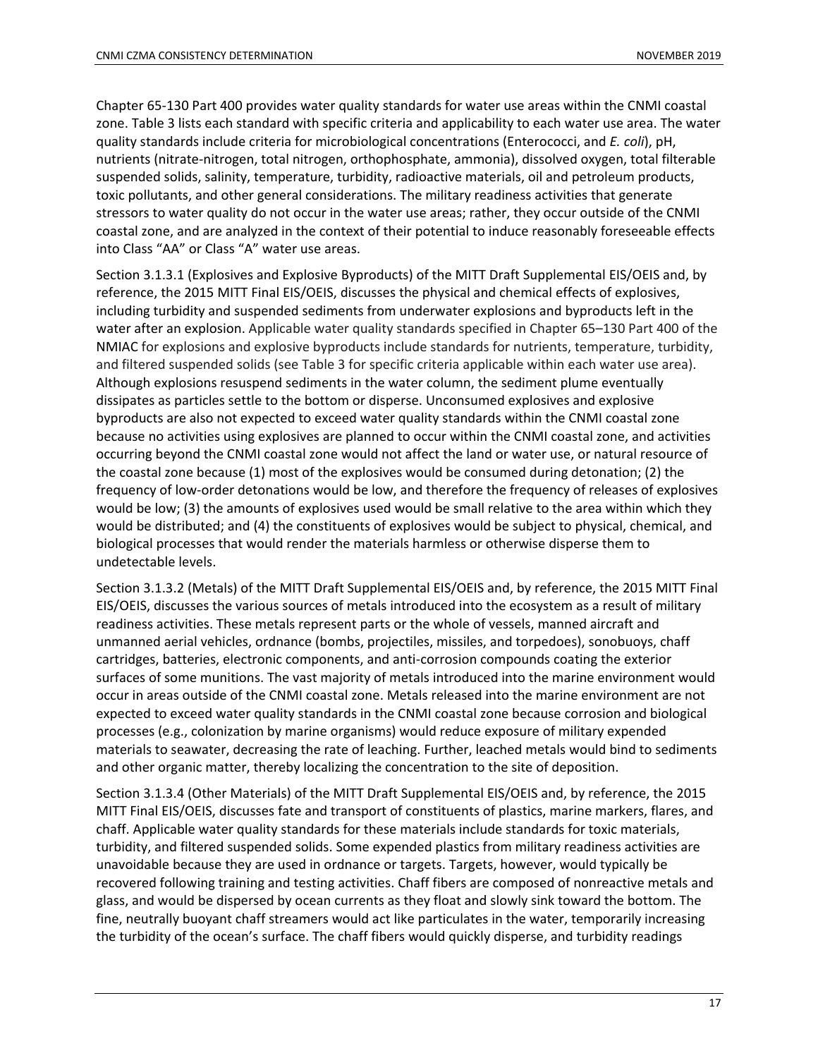Chapter 65-130 Part 400 provides water quality standards for water use areas within the CNMI coastal zone. Table 3 lists each standard with specific criteria and applicability to each water use area. The water quality standards include criteria for microbiological concentrations (Enterococci, and *E. coli*), pH, nutrients (nitrate-nitrogen, total nitrogen, orthophosphate, ammonia), dissolved oxygen, total filterable suspended solids, salinity, temperature, turbidity, radioactive materials, oil and petroleum products, toxic pollutants, and other general considerations. The military readiness activities that generate stressors to water quality do not occur in the water use areas; rather, they occur outside of the CNMI coastal zone, and are analyzed in the context of their potential to induce reasonably foreseeable effects into Class "AA" or Class "A" water use areas.

Section 3.1.3.1 (Explosives and Explosive Byproducts) of the MITT Draft Supplemental EIS/OEIS and, by reference, the 2015 MITT Final EIS/OEIS, discusses the physical and chemical effects of explosives, including turbidity and suspended sediments from underwater explosions and byproducts left in the water after an explosion. Applicable water quality standards specified in Chapter 65–130 Part 400 of the NMIAC for explosions and explosive byproducts include standards for nutrients, temperature, turbidity, and filtered suspended solids (see Table 3 for specific criteria applicable within each water use area). Although explosions resuspend sediments in the water column, the sediment plume eventually dissipates as particles settle to the bottom or disperse. Unconsumed explosives and explosive byproducts are also not expected to exceed water quality standards within the CNMI coastal zone because no activities using explosives are planned to occur within the CNMI coastal zone, and activities occurring beyond the CNMI coastal zone would not affect the land or water use, or natural resource of the coastal zone because (1) most of the explosives would be consumed during detonation; (2) the frequency of low-order detonations would be low, and therefore the frequency of releases of explosives would be low; (3) the amounts of explosives used would be small relative to the area within which they would be distributed; and (4) the constituents of explosives would be subject to physical, chemical, and biological processes that would render the materials harmless or otherwise disperse them to undetectable levels.

Section 3.1.3.2 (Metals) of the MITT Draft Supplemental EIS/OEIS and, by reference, the 2015 MITT Final EIS/OEIS, discusses the various sources of metals introduced into the ecosystem as a result of military readiness activities. These metals represent parts or the whole of vessels, manned aircraft and unmanned aerial vehicles, ordnance (bombs, projectiles, missiles, and torpedoes), sonobuoys, chaff cartridges, batteries, electronic components, and anti-corrosion compounds coating the exterior surfaces of some munitions. The vast majority of metals introduced into the marine environment would occur in areas outside of the CNMI coastal zone. Metals released into the marine environment are not expected to exceed water quality standards in the CNMI coastal zone because corrosion and biological processes (e.g., colonization by marine organisms) would reduce exposure of military expended materials to seawater, decreasing the rate of leaching. Further, leached metals would bind to sediments and other organic matter, thereby localizing the concentration to the site of deposition.

Section 3.1.3.4 (Other Materials) of the MITT Draft Supplemental EIS/OEIS and, by reference, the 2015 MITT Final EIS/OEIS, discusses fate and transport of constituents of plastics, marine markers, flares, and chaff. Applicable water quality standards for these materials include standards for toxic materials, turbidity, and filtered suspended solids. Some expended plastics from military readiness activities are unavoidable because they are used in ordnance or targets. Targets, however, would typically be recovered following training and testing activities. Chaff fibers are composed of nonreactive metals and glass, and would be dispersed by ocean currents as they float and slowly sink toward the bottom. The fine, neutrally buoyant chaff streamers would act like particulates in the water, temporarily increasing the turbidity of the ocean's surface. The chaff fibers would quickly disperse, and turbidity readings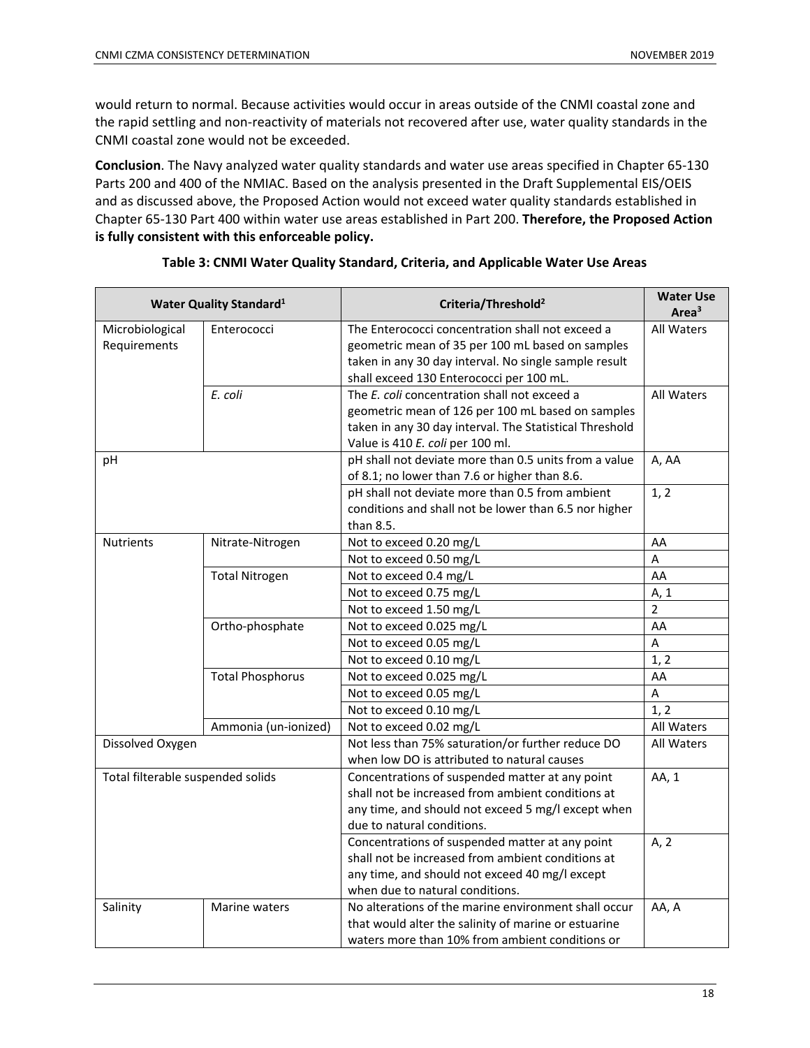would return to normal. Because activities would occur in areas outside of the CNMI coastal zone and the rapid settling and non-reactivity of materials not recovered after use, water quality standards in the CNMI coastal zone would not be exceeded.

**Conclusion**. The Navy analyzed water quality standards and water use areas specified in Chapter 65-130 Parts 200 and 400 of the NMIAC. Based on the analysis presented in the Draft Supplemental EIS/OEIS and as discussed above, the Proposed Action would not exceed water quality standards established in Chapter 65-130 Part 400 within water use areas established in Part 200. **Therefore, the Proposed Action is fully consistent with this enforceable policy.**

**Table 3: CNMI Water Quality Standard, Criteria, and Applicable Water Use Areas**

| Water Quality Standard[1] | | Criteria/Threshold[2] | Water Use Area[3] |
|---|---|---|---|
| Microbiological Requirements | Enterococci | The Enterococci concentration shall not exceed a geometric mean of 35 per 100 mL based on samples taken in any 30 day interval. No single sample result shall exceed 130 Enterococci per 100 mL. | All Waters |
| | *E. coli* | The *E. coli* concentration shall not exceed a geometric mean of 126 per 100 mL based on samples taken in any 30 day interval. The Statistical Threshold Value is 410 *E. coli* per 100 ml. | All Waters |
| pH | | pH shall not deviate more than 0.5 units from a value of 8.1; no lower than 7.6 or higher than 8.6. | A, AA |
| | | pH shall not deviate more than 0.5 from ambient conditions and shall not be lower than 6.5 nor higher than 8.5. | 1, 2 |
| Nutrients | Nitrate-Nitrogen | Not to exceed 0.20 mg/L | AA |
| | | Not to exceed 0.50 mg/L | A |
| | Total Nitrogen | Not to exceed 0.4 mg/L | AA |
| | | Not to exceed 0.75 mg/L | A, 1 |
| | | Not to exceed 1.50 mg/L | 2 |
| | Ortho-phosphate | Not to exceed 0.025 mg/L | AA |
| | | Not to exceed 0.05 mg/L | A |
| | | Not to exceed 0.10 mg/L | 1, 2 |
| | Total Phosphorus | Not to exceed 0.025 mg/L | AA |
| | | Not to exceed 0.05 mg/L | A |
| | | Not to exceed 0.10 mg/L | 1, 2 |
| | Ammonia (un-ionized) | Not to exceed 0.02 mg/L | All Waters |
| Dissolved Oxygen | | Not less than 75% saturation/or further reduce DO when low DO is attributed to natural causes | All Waters |
| Total filterable suspended solids | | Concentrations of suspended matter at any point shall not be increased from ambient conditions at any time, and should not exceed 5 mg/l except when due to natural conditions. | AA, 1 |
| | | Concentrations of suspended matter at any point shall not be increased from ambient conditions at any time, and should not exceed 40 mg/l except when due to natural conditions. | A, 2 |
| Salinity | Marine waters | No alterations of the marine environment shall occur that would alter the salinity of marine or estuarine waters more than 10% from ambient conditions or | AA, A |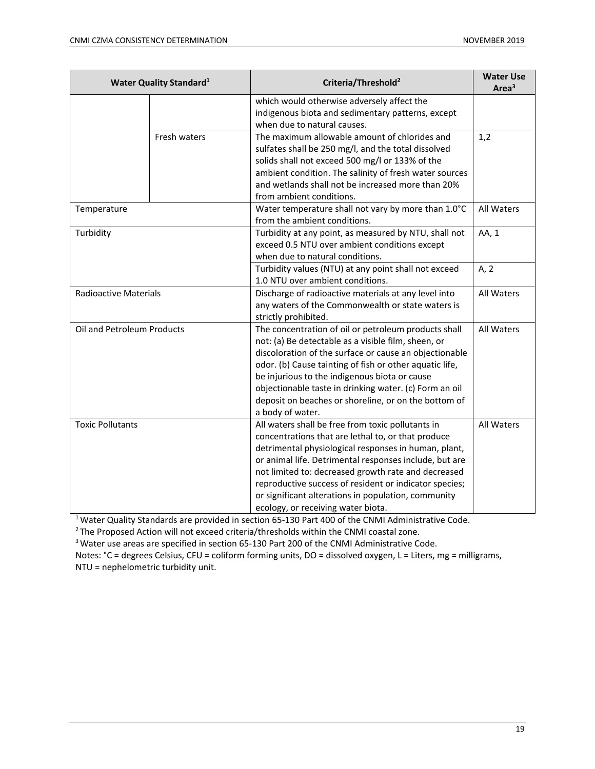| Water Quality Standard[1] | | Criteria/Threshold[2] | Water Use Area[3] |
|---|---|---|---|
| | | which would otherwise adversely affect the indigenous biota and sedimentary patterns, except when due to natural causes. | |
| | Fresh waters | The maximum allowable amount of chlorides and sulfates shall be 250 mg/l, and the total dissolved solids shall not exceed 500 mg/l or 133% of the ambient condition. The salinity of fresh water sources and wetlands shall not be increased more than 20% from ambient conditions. | 1,2 |
| Temperature | | Water temperature shall not vary by more than 1.0°C from the ambient conditions. | All Waters |
| Turbidity | | Turbidity at any point, as measured by NTU, shall not exceed 0.5 NTU over ambient conditions except when due to natural conditions. | AA, 1 |
| | | Turbidity values (NTU) at any point shall not exceed 1.0 NTU over ambient conditions. | A, 2 |
| Radioactive Materials | | Discharge of radioactive materials at any level into any waters of the Commonwealth or state waters is strictly prohibited. | All Waters |
| Oil and Petroleum Products | | The concentration of oil or petroleum products shall not: (a) Be detectable as a visible film, sheen, or discoloration of the surface or cause an objectionable odor. (b) Cause tainting of fish or other aquatic life, be injurious to the indigenous biota or cause objectionable taste in drinking water. (c) Form an oil deposit on beaches or shoreline, or on the bottom of a body of water. | All Waters |
| Toxic Pollutants | | All waters shall be free from toxic pollutants in concentrations that are lethal to, or that produce detrimental physiological responses in human, plant, or animal life. Detrimental responses include, but are not limited to: decreased growth rate and decreased reproductive success of resident or indicator species; or significant alterations in population, community ecology, or receiving water biota. | All Waters |

[1] Water Quality Standards are provided in section 65-130 Part 400 of the CNMI Administrative Code.
[2] The Proposed Action will not exceed criteria/thresholds within the CNMI coastal zone.
[3] Water use areas are specified in section 65-130 Part 200 of the CNMI Administrative Code.
Notes: °C = degrees Celsius, CFU = coliform forming units, DO = dissolved oxygen, L = Liters, mg = milligrams, NTU = nephelometric turbidity unit.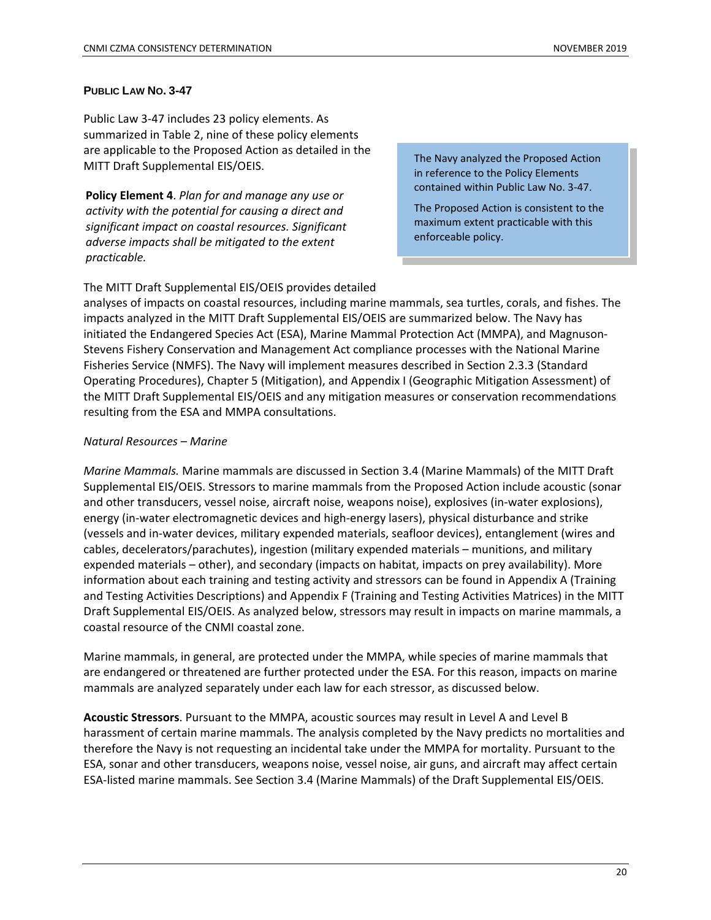### PUBLIC LAW NO. 3-47

Public Law 3-47 includes 23 policy elements. As summarized in Table 2, nine of these policy elements are applicable to the Proposed Action as detailed in the MITT Draft Supplemental EIS/OEIS.

**Policy Element 4**. *Plan for and manage any use or activity with the potential for causing a direct and significant impact on coastal resources. Significant adverse impacts shall be mitigated to the extent practicable.*

> The Navy analyzed the Proposed Action in reference to the Policy Elements contained within Public Law No. 3-47.
>
> The Proposed Action is consistent to the maximum extent practicable with this enforceable policy.

The MITT Draft Supplemental EIS/OEIS provides detailed analyses of impacts on coastal resources, including marine mammals, sea turtles, corals, and fishes. The impacts analyzed in the MITT Draft Supplemental EIS/OEIS are summarized below. The Navy has initiated the Endangered Species Act (ESA), Marine Mammal Protection Act (MMPA), and Magnuson-Stevens Fishery Conservation and Management Act compliance processes with the National Marine Fisheries Service (NMFS). The Navy will implement measures described in Section 2.3.3 (Standard Operating Procedures), Chapter 5 (Mitigation), and Appendix I (Geographic Mitigation Assessment) of the MITT Draft Supplemental EIS/OEIS and any mitigation measures or conservation recommendations resulting from the ESA and MMPA consultations.

*Natural Resources – Marine*

*Marine Mammals.* Marine mammals are discussed in Section 3.4 (Marine Mammals) of the MITT Draft Supplemental EIS/OEIS. Stressors to marine mammals from the Proposed Action include acoustic (sonar and other transducers, vessel noise, aircraft noise, weapons noise), explosives (in-water explosions), energy (in-water electromagnetic devices and high-energy lasers), physical disturbance and strike (vessels and in-water devices, military expended materials, seafloor devices), entanglement (wires and cables, decelerators/parachutes), ingestion (military expended materials – munitions, and military expended materials – other), and secondary (impacts on habitat, impacts on prey availability). More information about each training and testing activity and stressors can be found in Appendix A (Training and Testing Activities Descriptions) and Appendix F (Training and Testing Activities Matrices) in the MITT Draft Supplemental EIS/OEIS. As analyzed below, stressors may result in impacts on marine mammals, a coastal resource of the CNMI coastal zone.

Marine mammals, in general, are protected under the MMPA, while species of marine mammals that are endangered or threatened are further protected under the ESA. For this reason, impacts on marine mammals are analyzed separately under each law for each stressor, as discussed below.

**Acoustic Stressors**. Pursuant to the MMPA, acoustic sources may result in Level A and Level B harassment of certain marine mammals. The analysis completed by the Navy predicts no mortalities and therefore the Navy is not requesting an incidental take under the MMPA for mortality. Pursuant to the ESA, sonar and other transducers, weapons noise, vessel noise, air guns, and aircraft may affect certain ESA-listed marine mammals. See Section 3.4 (Marine Mammals) of the Draft Supplemental EIS/OEIS.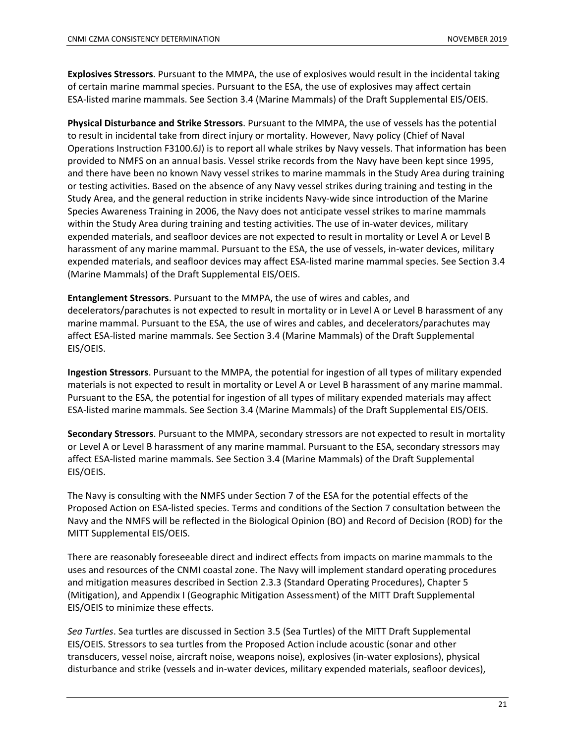**Explosives Stressors**. Pursuant to the MMPA, the use of explosives would result in the incidental taking of certain marine mammal species. Pursuant to the ESA, the use of explosives may affect certain ESA-listed marine mammals. See Section 3.4 (Marine Mammals) of the Draft Supplemental EIS/OEIS.

**Physical Disturbance and Strike Stressors**. Pursuant to the MMPA, the use of vessels has the potential to result in incidental take from direct injury or mortality. However, Navy policy (Chief of Naval Operations Instruction F3100.6J) is to report all whale strikes by Navy vessels. That information has been provided to NMFS on an annual basis. Vessel strike records from the Navy have been kept since 1995, and there have been no known Navy vessel strikes to marine mammals in the Study Area during training or testing activities. Based on the absence of any Navy vessel strikes during training and testing in the Study Area, and the general reduction in strike incidents Navy-wide since introduction of the Marine Species Awareness Training in 2006, the Navy does not anticipate vessel strikes to marine mammals within the Study Area during training and testing activities. The use of in-water devices, military expended materials, and seafloor devices are not expected to result in mortality or Level A or Level B harassment of any marine mammal. Pursuant to the ESA, the use of vessels, in-water devices, military expended materials, and seafloor devices may affect ESA-listed marine mammal species. See Section 3.4 (Marine Mammals) of the Draft Supplemental EIS/OEIS.

**Entanglement Stressors**. Pursuant to the MMPA, the use of wires and cables, and decelerators/parachutes is not expected to result in mortality or in Level A or Level B harassment of any marine mammal. Pursuant to the ESA, the use of wires and cables, and decelerators/parachutes may affect ESA-listed marine mammals. See Section 3.4 (Marine Mammals) of the Draft Supplemental EIS/OEIS.

**Ingestion Stressors**. Pursuant to the MMPA, the potential for ingestion of all types of military expended materials is not expected to result in mortality or Level A or Level B harassment of any marine mammal. Pursuant to the ESA, the potential for ingestion of all types of military expended materials may affect ESA-listed marine mammals. See Section 3.4 (Marine Mammals) of the Draft Supplemental EIS/OEIS.

**Secondary Stressors**. Pursuant to the MMPA, secondary stressors are not expected to result in mortality or Level A or Level B harassment of any marine mammal. Pursuant to the ESA, secondary stressors may affect ESA-listed marine mammals. See Section 3.4 (Marine Mammals) of the Draft Supplemental EIS/OEIS.

The Navy is consulting with the NMFS under Section 7 of the ESA for the potential effects of the Proposed Action on ESA-listed species. Terms and conditions of the Section 7 consultation between the Navy and the NMFS will be reflected in the Biological Opinion (BO) and Record of Decision (ROD) for the MITT Supplemental EIS/OEIS.

There are reasonably foreseeable direct and indirect effects from impacts on marine mammals to the uses and resources of the CNMI coastal zone. The Navy will implement standard operating procedures and mitigation measures described in Section 2.3.3 (Standard Operating Procedures), Chapter 5 (Mitigation), and Appendix I (Geographic Mitigation Assessment) of the MITT Draft Supplemental EIS/OEIS to minimize these effects.

*Sea Turtles*. Sea turtles are discussed in Section 3.5 (Sea Turtles) of the MITT Draft Supplemental EIS/OEIS. Stressors to sea turtles from the Proposed Action include acoustic (sonar and other transducers, vessel noise, aircraft noise, weapons noise), explosives (in-water explosions), physical disturbance and strike (vessels and in-water devices, military expended materials, seafloor devices),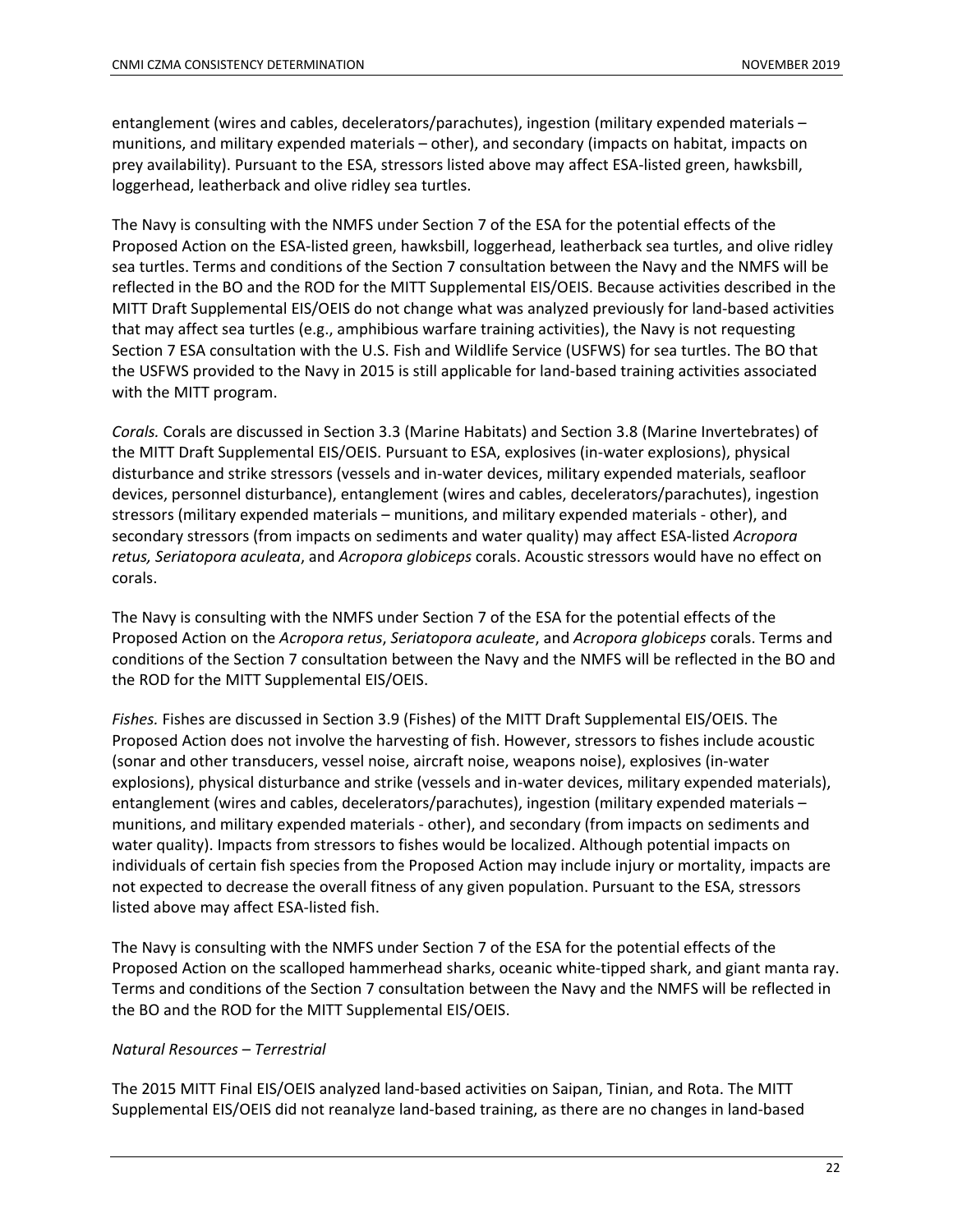entanglement (wires and cables, decelerators/parachutes), ingestion (military expended materials – munitions, and military expended materials – other), and secondary (impacts on habitat, impacts on prey availability). Pursuant to the ESA, stressors listed above may affect ESA-listed green, hawksbill, loggerhead, leatherback and olive ridley sea turtles.

The Navy is consulting with the NMFS under Section 7 of the ESA for the potential effects of the Proposed Action on the ESA-listed green, hawksbill, loggerhead, leatherback sea turtles, and olive ridley sea turtles. Terms and conditions of the Section 7 consultation between the Navy and the NMFS will be reflected in the BO and the ROD for the MITT Supplemental EIS/OEIS. Because activities described in the MITT Draft Supplemental EIS/OEIS do not change what was analyzed previously for land-based activities that may affect sea turtles (e.g., amphibious warfare training activities), the Navy is not requesting Section 7 ESA consultation with the U.S. Fish and Wildlife Service (USFWS) for sea turtles. The BO that the USFWS provided to the Navy in 2015 is still applicable for land-based training activities associated with the MITT program.

*Corals.* Corals are discussed in Section 3.3 (Marine Habitats) and Section 3.8 (Marine Invertebrates) of the MITT Draft Supplemental EIS/OEIS. Pursuant to ESA, explosives (in-water explosions), physical disturbance and strike stressors (vessels and in-water devices, military expended materials, seafloor devices, personnel disturbance), entanglement (wires and cables, decelerators/parachutes), ingestion stressors (military expended materials – munitions, and military expended materials - other), and secondary stressors (from impacts on sediments and water quality) may affect ESA-listed *Acropora retus, Seriatopora aculeata*, and *Acropora globiceps* corals. Acoustic stressors would have no effect on corals.

The Navy is consulting with the NMFS under Section 7 of the ESA for the potential effects of the Proposed Action on the *Acropora retus*, *Seriatopora aculeate*, and *Acropora globiceps* corals. Terms and conditions of the Section 7 consultation between the Navy and the NMFS will be reflected in the BO and the ROD for the MITT Supplemental EIS/OEIS.

*Fishes.* Fishes are discussed in Section 3.9 (Fishes) of the MITT Draft Supplemental EIS/OEIS. The Proposed Action does not involve the harvesting of fish. However, stressors to fishes include acoustic (sonar and other transducers, vessel noise, aircraft noise, weapons noise), explosives (in-water explosions), physical disturbance and strike (vessels and in-water devices, military expended materials), entanglement (wires and cables, decelerators/parachutes), ingestion (military expended materials – munitions, and military expended materials - other), and secondary (from impacts on sediments and water quality). Impacts from stressors to fishes would be localized. Although potential impacts on individuals of certain fish species from the Proposed Action may include injury or mortality, impacts are not expected to decrease the overall fitness of any given population. Pursuant to the ESA, stressors listed above may affect ESA-listed fish.

The Navy is consulting with the NMFS under Section 7 of the ESA for the potential effects of the Proposed Action on the scalloped hammerhead sharks, oceanic white-tipped shark, and giant manta ray. Terms and conditions of the Section 7 consultation between the Navy and the NMFS will be reflected in the BO and the ROD for the MITT Supplemental EIS/OEIS.

*Natural Resources – Terrestrial*

The 2015 MITT Final EIS/OEIS analyzed land-based activities on Saipan, Tinian, and Rota. The MITT Supplemental EIS/OEIS did not reanalyze land-based training, as there are no changes in land-based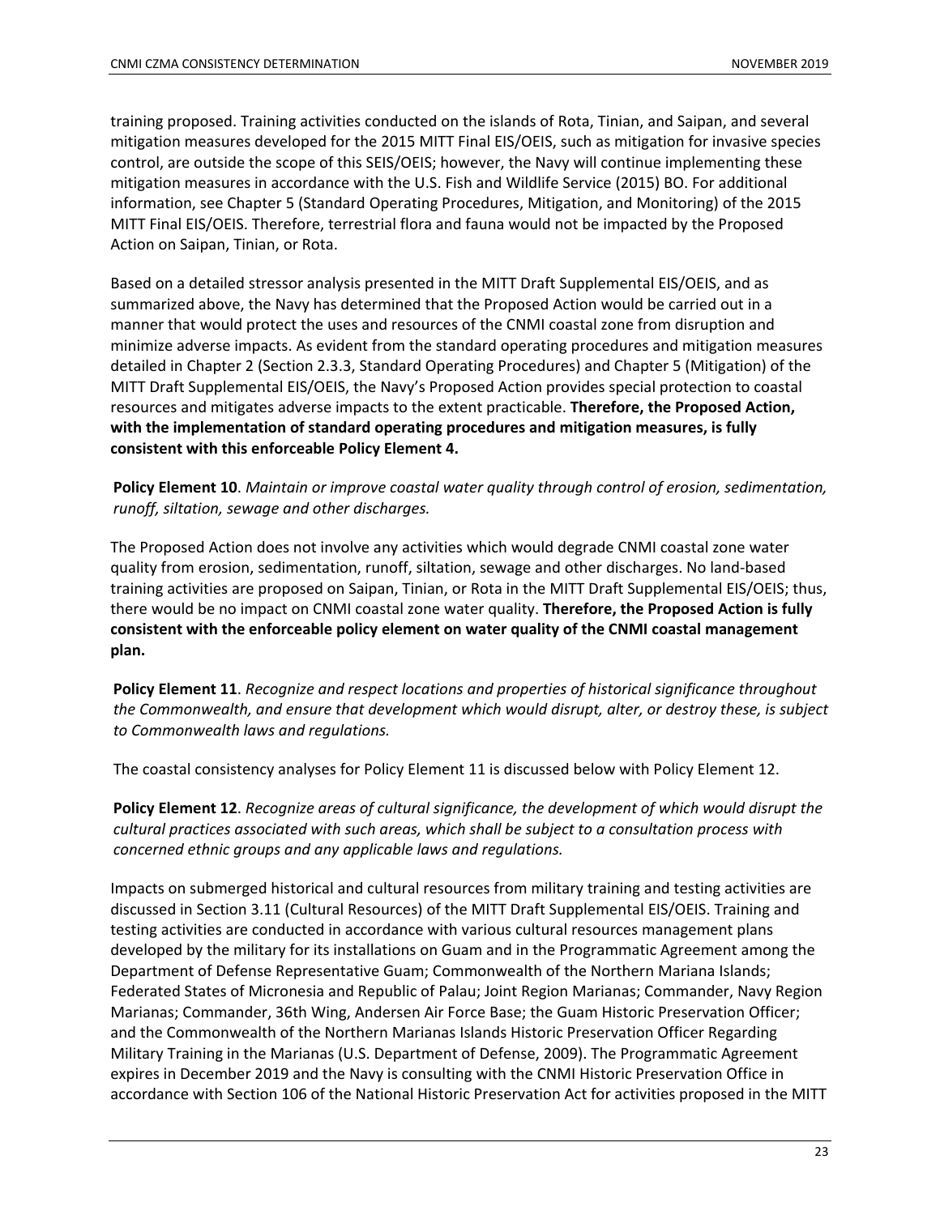training proposed. Training activities conducted on the islands of Rota, Tinian, and Saipan, and several mitigation measures developed for the 2015 MITT Final EIS/OEIS, such as mitigation for invasive species control, are outside the scope of this SEIS/OEIS; however, the Navy will continue implementing these mitigation measures in accordance with the U.S. Fish and Wildlife Service (2015) BO. For additional information, see Chapter 5 (Standard Operating Procedures, Mitigation, and Monitoring) of the 2015 MITT Final EIS/OEIS. Therefore, terrestrial flora and fauna would not be impacted by the Proposed Action on Saipan, Tinian, or Rota.

Based on a detailed stressor analysis presented in the MITT Draft Supplemental EIS/OEIS, and as summarized above, the Navy has determined that the Proposed Action would be carried out in a manner that would protect the uses and resources of the CNMI coastal zone from disruption and minimize adverse impacts. As evident from the standard operating procedures and mitigation measures detailed in Chapter 2 (Section 2.3.3, Standard Operating Procedures) and Chapter 5 (Mitigation) of the MITT Draft Supplemental EIS/OEIS, the Navy's Proposed Action provides special protection to coastal resources and mitigates adverse impacts to the extent practicable. **Therefore, the Proposed Action, with the implementation of standard operating procedures and mitigation measures, is fully consistent with this enforceable Policy Element 4.**

**Policy Element 10**. *Maintain or improve coastal water quality through control of erosion, sedimentation, runoff, siltation, sewage and other discharges.*

The Proposed Action does not involve any activities which would degrade CNMI coastal zone water quality from erosion, sedimentation, runoff, siltation, sewage and other discharges. No land-based training activities are proposed on Saipan, Tinian, or Rota in the MITT Draft Supplemental EIS/OEIS; thus, there would be no impact on CNMI coastal zone water quality. **Therefore, the Proposed Action is fully consistent with the enforceable policy element on water quality of the CNMI coastal management plan.**

**Policy Element 11**. *Recognize and respect locations and properties of historical significance throughout the Commonwealth, and ensure that development which would disrupt, alter, or destroy these, is subject to Commonwealth laws and regulations.*

The coastal consistency analyses for Policy Element 11 is discussed below with Policy Element 12.

**Policy Element 12**. *Recognize areas of cultural significance, the development of which would disrupt the cultural practices associated with such areas, which shall be subject to a consultation process with concerned ethnic groups and any applicable laws and regulations.*

Impacts on submerged historical and cultural resources from military training and testing activities are discussed in Section 3.11 (Cultural Resources) of the MITT Draft Supplemental EIS/OEIS. Training and testing activities are conducted in accordance with various cultural resources management plans developed by the military for its installations on Guam and in the Programmatic Agreement among the Department of Defense Representative Guam; Commonwealth of the Northern Mariana Islands; Federated States of Micronesia and Republic of Palau; Joint Region Marianas; Commander, Navy Region Marianas; Commander, 36th Wing, Andersen Air Force Base; the Guam Historic Preservation Officer; and the Commonwealth of the Northern Marianas Islands Historic Preservation Officer Regarding Military Training in the Marianas (U.S. Department of Defense, 2009). The Programmatic Agreement expires in December 2019 and the Navy is consulting with the CNMI Historic Preservation Office in accordance with Section 106 of the National Historic Preservation Act for activities proposed in the MITT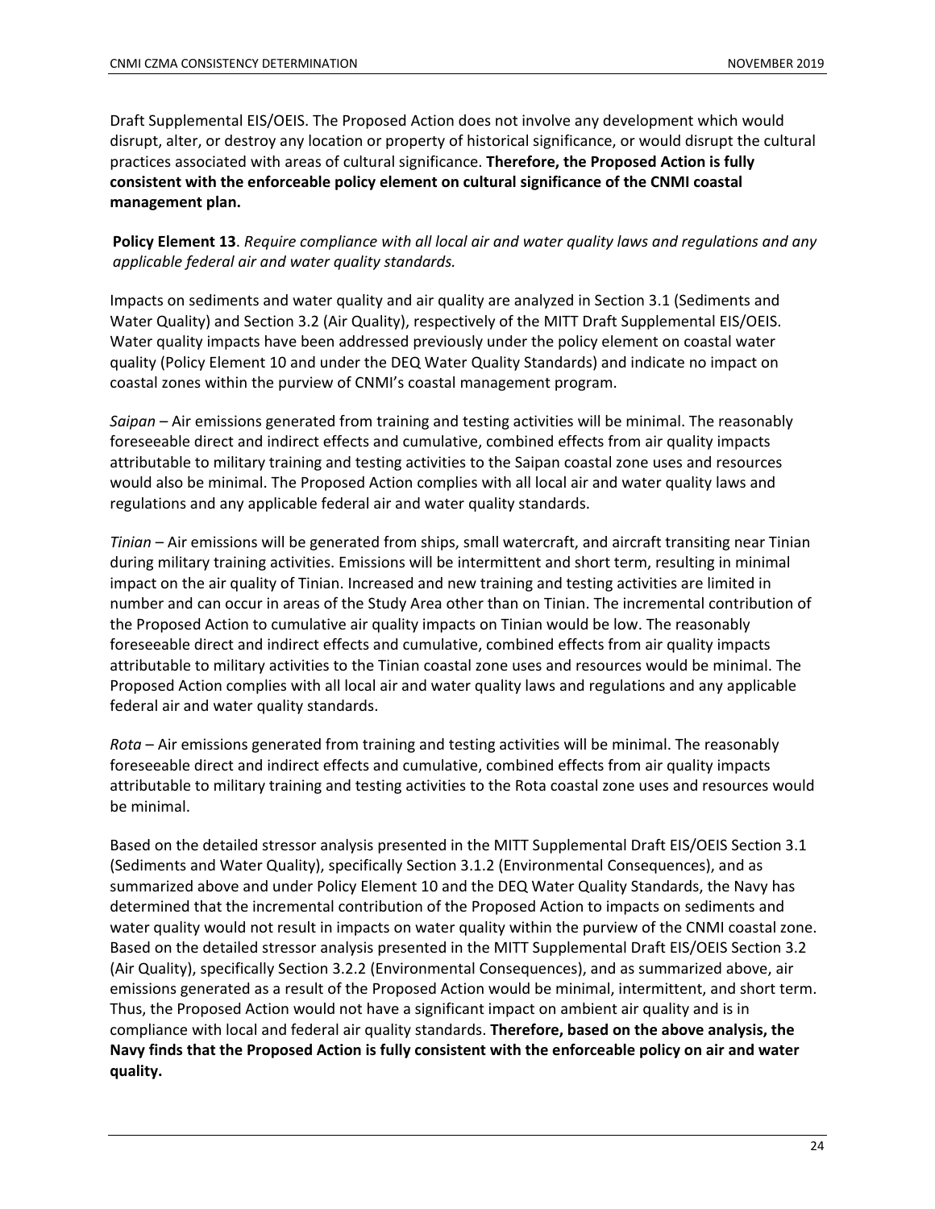Draft Supplemental EIS/OEIS. The Proposed Action does not involve any development which would disrupt, alter, or destroy any location or property of historical significance, or would disrupt the cultural practices associated with areas of cultural significance. **Therefore, the Proposed Action is fully consistent with the enforceable policy element on cultural significance of the CNMI coastal management plan.**

**Policy Element 13**. *Require compliance with all local air and water quality laws and regulations and any applicable federal air and water quality standards.*

Impacts on sediments and water quality and air quality are analyzed in Section 3.1 (Sediments and Water Quality) and Section 3.2 (Air Quality), respectively of the MITT Draft Supplemental EIS/OEIS. Water quality impacts have been addressed previously under the policy element on coastal water quality (Policy Element 10 and under the DEQ Water Quality Standards) and indicate no impact on coastal zones within the purview of CNMI's coastal management program.

*Saipan* – Air emissions generated from training and testing activities will be minimal. The reasonably foreseeable direct and indirect effects and cumulative, combined effects from air quality impacts attributable to military training and testing activities to the Saipan coastal zone uses and resources would also be minimal. The Proposed Action complies with all local air and water quality laws and regulations and any applicable federal air and water quality standards.

*Tinian* – Air emissions will be generated from ships, small watercraft, and aircraft transiting near Tinian during military training activities. Emissions will be intermittent and short term, resulting in minimal impact on the air quality of Tinian. Increased and new training and testing activities are limited in number and can occur in areas of the Study Area other than on Tinian. The incremental contribution of the Proposed Action to cumulative air quality impacts on Tinian would be low. The reasonably foreseeable direct and indirect effects and cumulative, combined effects from air quality impacts attributable to military activities to the Tinian coastal zone uses and resources would be minimal. The Proposed Action complies with all local air and water quality laws and regulations and any applicable federal air and water quality standards.

*Rota* – Air emissions generated from training and testing activities will be minimal. The reasonably foreseeable direct and indirect effects and cumulative, combined effects from air quality impacts attributable to military training and testing activities to the Rota coastal zone uses and resources would be minimal.

Based on the detailed stressor analysis presented in the MITT Supplemental Draft EIS/OEIS Section 3.1 (Sediments and Water Quality), specifically Section 3.1.2 (Environmental Consequences), and as summarized above and under Policy Element 10 and the DEQ Water Quality Standards, the Navy has determined that the incremental contribution of the Proposed Action to impacts on sediments and water quality would not result in impacts on water quality within the purview of the CNMI coastal zone. Based on the detailed stressor analysis presented in the MITT Supplemental Draft EIS/OEIS Section 3.2 (Air Quality), specifically Section 3.2.2 (Environmental Consequences), and as summarized above, air emissions generated as a result of the Proposed Action would be minimal, intermittent, and short term. Thus, the Proposed Action would not have a significant impact on ambient air quality and is in compliance with local and federal air quality standards. **Therefore, based on the above analysis, the Navy finds that the Proposed Action is fully consistent with the enforceable policy on air and water quality.**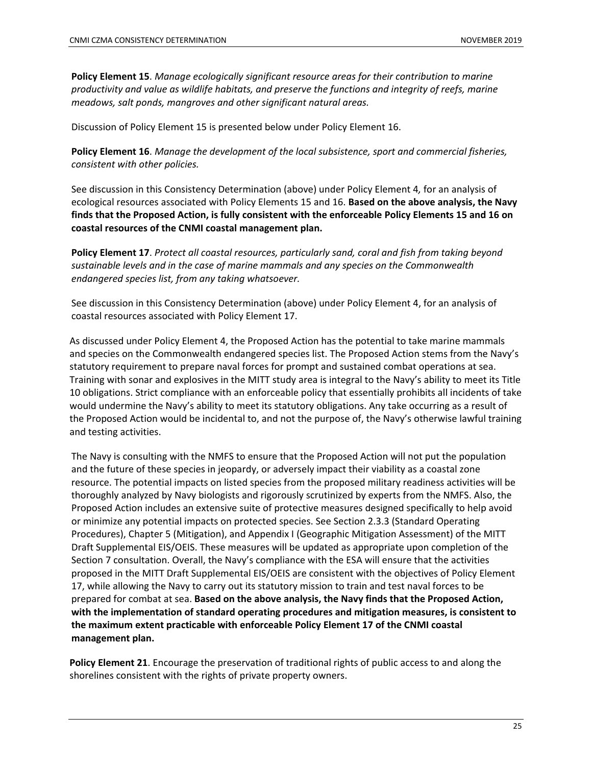**Policy Element 15**. *Manage ecologically significant resource areas for their contribution to marine productivity and value as wildlife habitats, and preserve the functions and integrity of reefs, marine meadows, salt ponds, mangroves and other significant natural areas.*

Discussion of Policy Element 15 is presented below under Policy Element 16.

**Policy Element 16**. *Manage the development of the local subsistence, sport and commercial fisheries, consistent with other policies.*

See discussion in this Consistency Determination (above) under Policy Element 4, for an analysis of ecological resources associated with Policy Elements 15 and 16. **Based on the above analysis, the Navy finds that the Proposed Action, is fully consistent with the enforceable Policy Elements 15 and 16 on coastal resources of the CNMI coastal management plan.**

**Policy Element 17**. *Protect all coastal resources, particularly sand, coral and fish from taking beyond sustainable levels and in the case of marine mammals and any species on the Commonwealth endangered species list, from any taking whatsoever.*

See discussion in this Consistency Determination (above) under Policy Element 4, for an analysis of coastal resources associated with Policy Element 17.

As discussed under Policy Element 4, the Proposed Action has the potential to take marine mammals and species on the Commonwealth endangered species list. The Proposed Action stems from the Navy's statutory requirement to prepare naval forces for prompt and sustained combat operations at sea. Training with sonar and explosives in the MITT study area is integral to the Navy's ability to meet its Title 10 obligations. Strict compliance with an enforceable policy that essentially prohibits all incidents of take would undermine the Navy's ability to meet its statutory obligations. Any take occurring as a result of the Proposed Action would be incidental to, and not the purpose of, the Navy's otherwise lawful training and testing activities.

The Navy is consulting with the NMFS to ensure that the Proposed Action will not put the population and the future of these species in jeopardy, or adversely impact their viability as a coastal zone resource. The potential impacts on listed species from the proposed military readiness activities will be thoroughly analyzed by Navy biologists and rigorously scrutinized by experts from the NMFS. Also, the Proposed Action includes an extensive suite of protective measures designed specifically to help avoid or minimize any potential impacts on protected species. See Section 2.3.3 (Standard Operating Procedures), Chapter 5 (Mitigation), and Appendix I (Geographic Mitigation Assessment) of the MITT Draft Supplemental EIS/OEIS. These measures will be updated as appropriate upon completion of the Section 7 consultation. Overall, the Navy's compliance with the ESA will ensure that the activities proposed in the MITT Draft Supplemental EIS/OEIS are consistent with the objectives of Policy Element 17, while allowing the Navy to carry out its statutory mission to train and test naval forces to be prepared for combat at sea. **Based on the above analysis, the Navy finds that the Proposed Action, with the implementation of standard operating procedures and mitigation measures, is consistent to the maximum extent practicable with enforceable Policy Element 17 of the CNMI coastal management plan.**

**Policy Element 21**. Encourage the preservation of traditional rights of public access to and along the shorelines consistent with the rights of private property owners.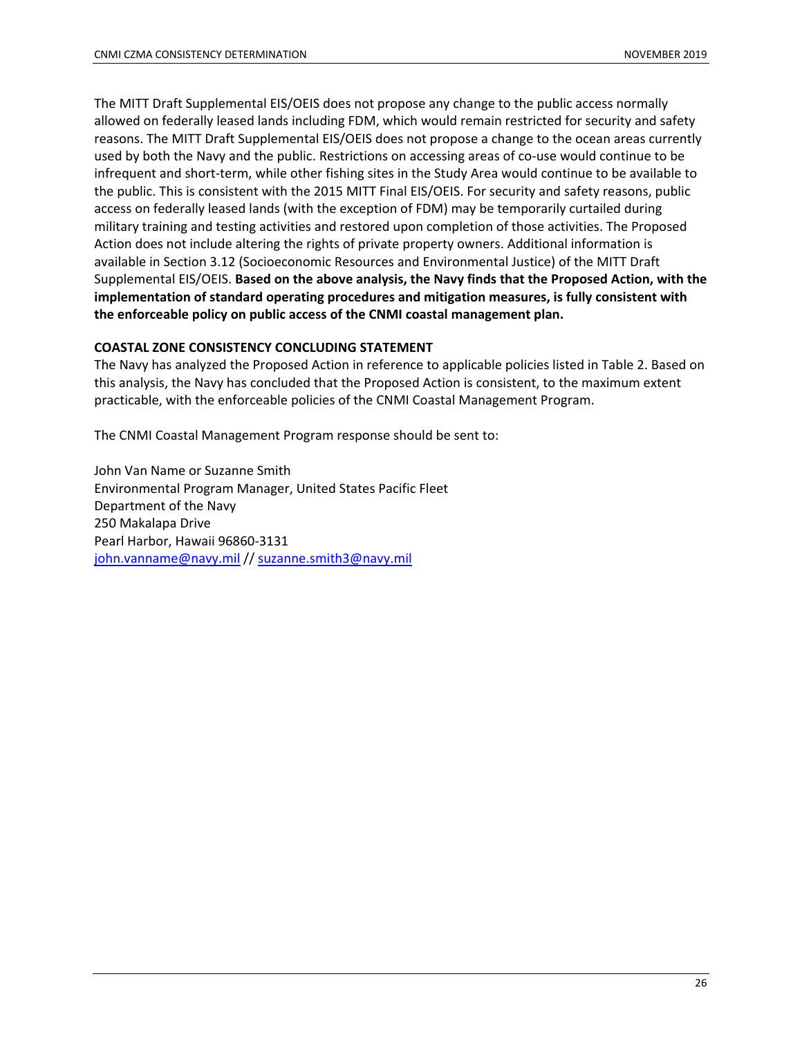The MITT Draft Supplemental EIS/OEIS does not propose any change to the public access normally allowed on federally leased lands including FDM, which would remain restricted for security and safety reasons. The MITT Draft Supplemental EIS/OEIS does not propose a change to the ocean areas currently used by both the Navy and the public. Restrictions on accessing areas of co-use would continue to be infrequent and short-term, while other fishing sites in the Study Area would continue to be available to the public. This is consistent with the 2015 MITT Final EIS/OEIS. For security and safety reasons, public access on federally leased lands (with the exception of FDM) may be temporarily curtailed during military training and testing activities and restored upon completion of those activities. The Proposed Action does not include altering the rights of private property owners. Additional information is available in Section 3.12 (Socioeconomic Resources and Environmental Justice) of the MITT Draft Supplemental EIS/OEIS. **Based on the above analysis, the Navy finds that the Proposed Action, with the implementation of standard operating procedures and mitigation measures, is fully consistent with the enforceable policy on public access of the CNMI coastal management plan.**

**COASTAL ZONE CONSISTENCY CONCLUDING STATEMENT**

The Navy has analyzed the Proposed Action in reference to applicable policies listed in Table 2. Based on this analysis, the Navy has concluded that the Proposed Action is consistent, to the maximum extent practicable, with the enforceable policies of the CNMI Coastal Management Program.

The CNMI Coastal Management Program response should be sent to:

John Van Name or Suzanne Smith
Environmental Program Manager, United States Pacific Fleet
Department of the Navy
250 Makalapa Drive
Pearl Harbor, Hawaii 96860-3131
john.vanname@navy.mil // suzanne.smith3@navy.mil